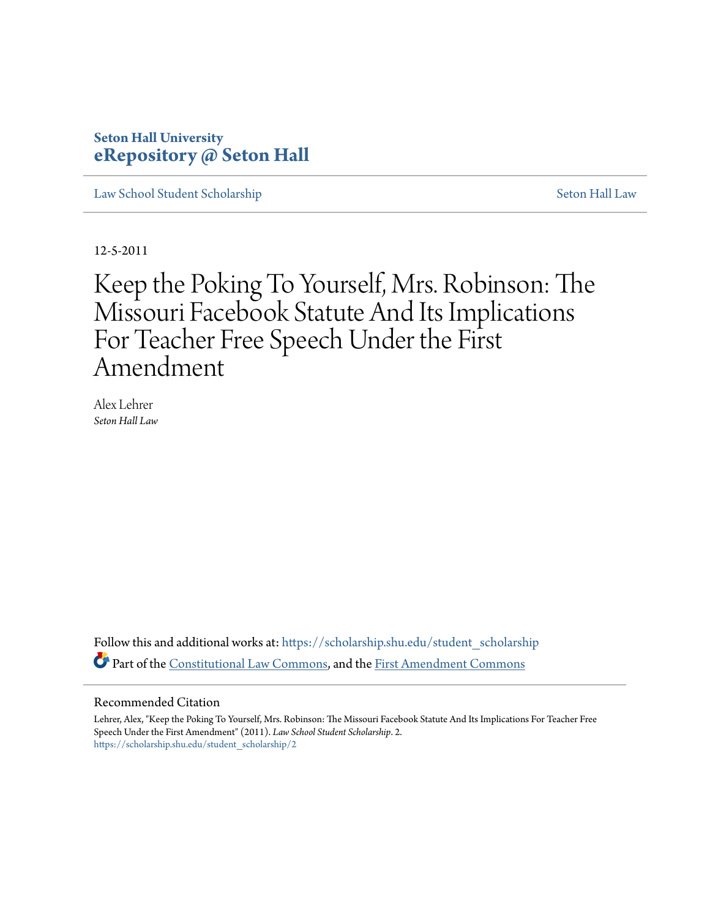**Seton Hall University**
**eRepository @ Seton Hall**

Law School Student Scholarship | Seton Hall Law

12-5-2011

# Keep the Poking To Yourself, Mrs. Robinson: The Missouri Facebook Statute And Its Implications For Teacher Free Speech Under the First Amendment

Alex Lehrer
*Seton Hall Law*

Follow this and additional works at: https://scholarship.shu.edu/student_scholarship

Part of the Constitutional Law Commons, and the First Amendment Commons

## Recommended Citation

Lehrer, Alex, "Keep the Poking To Yourself, Mrs. Robinson: The Missouri Facebook Statute And Its Implications For Teacher Free Speech Under the First Amendment" (2011). *Law School Student Scholarship*. 2.
https://scholarship.shu.edu/student_scholarship/2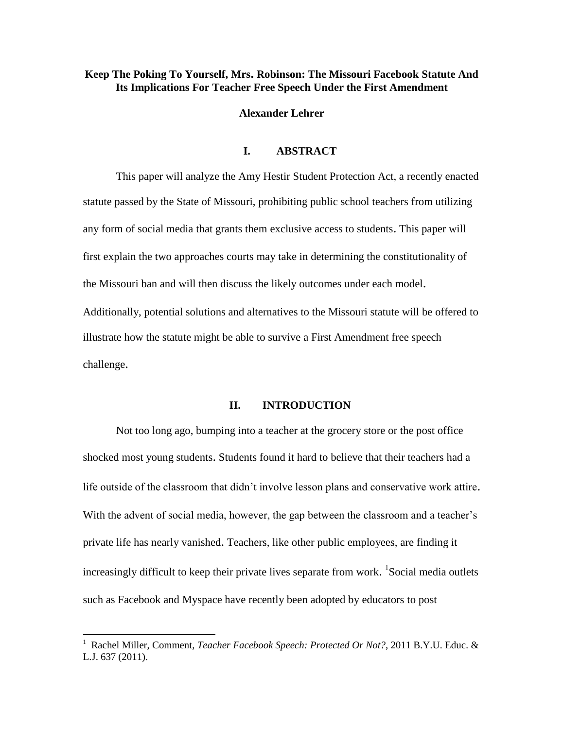**Keep The Poking To Yourself, Mrs. Robinson: The Missouri Facebook Statute And Its Implications For Teacher Free Speech Under the First Amendment**

**Alexander Lehrer**

## I. ABSTRACT

This paper will analyze the Amy Hestir Student Protection Act, a recently enacted statute passed by the State of Missouri, prohibiting public school teachers from utilizing any form of social media that grants them exclusive access to students. This paper will first explain the two approaches courts may take in determining the constitutionality of the Missouri ban and will then discuss the likely outcomes under each model. Additionally, potential solutions and alternatives to the Missouri statute will be offered to illustrate how the statute might be able to survive a First Amendment free speech challenge.

## II. INTRODUCTION

Not too long ago, bumping into a teacher at the grocery store or the post office shocked most young students. Students found it hard to believe that their teachers had a life outside of the classroom that didn't involve lesson plans and conservative work attire. With the advent of social media, however, the gap between the classroom and a teacher's private life has nearly vanished. Teachers, like other public employees, are finding it increasingly difficult to keep their private lives separate from work. [1]Social media outlets such as Facebook and Myspace have recently been adopted by educators to post

[1] Rachel Miller, Comment, *Teacher Facebook Speech: Protected Or Not?*, 2011 B.Y.U. Educ. & L.J. 637 (2011).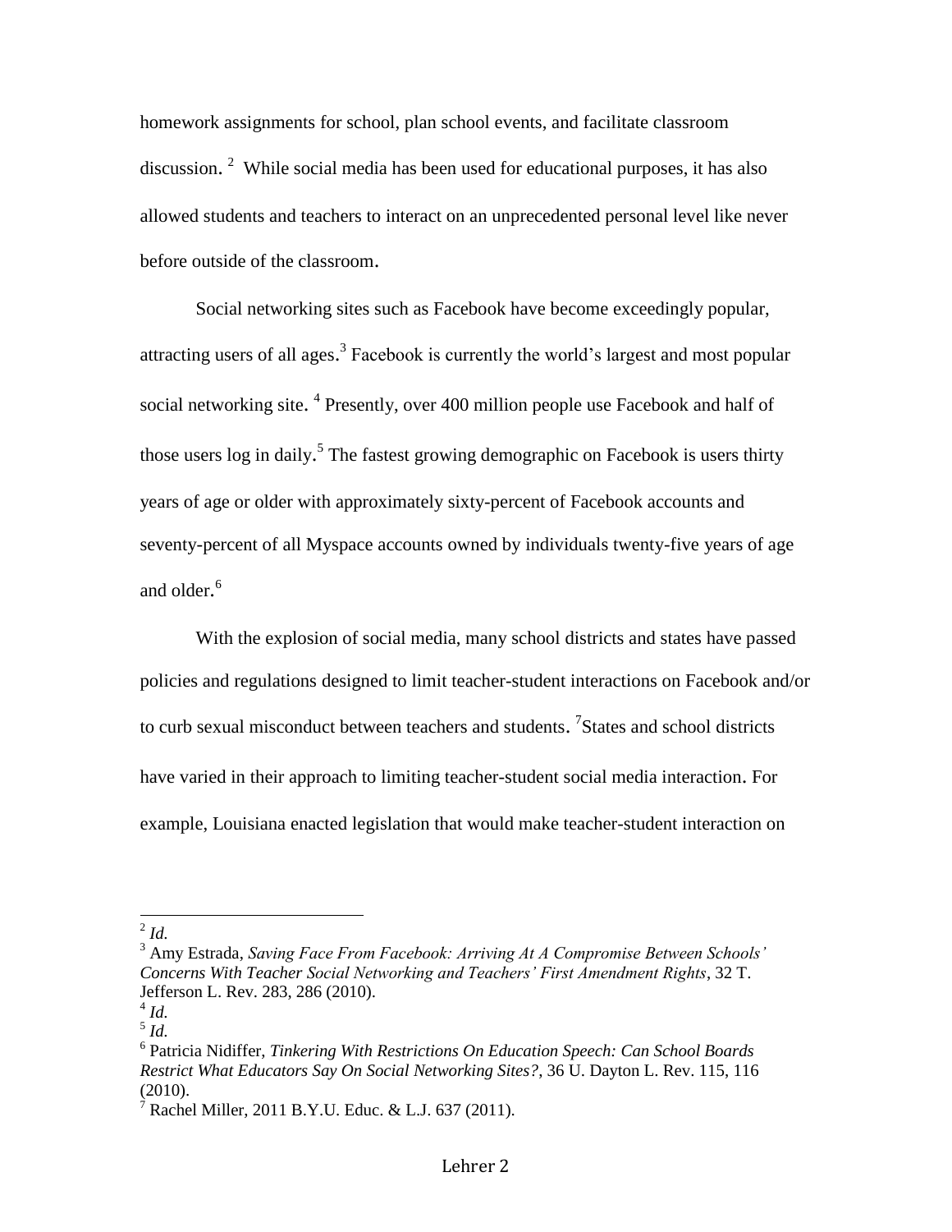homework assignments for school, plan school events, and facilitate classroom discussion. [2] While social media has been used for educational purposes, it has also allowed students and teachers to interact on an unprecedented personal level like never before outside of the classroom.

Social networking sites such as Facebook have become exceedingly popular, attracting users of all ages.[3] Facebook is currently the world's largest and most popular social networking site. [4] Presently, over 400 million people use Facebook and half of those users log in daily.[5] The fastest growing demographic on Facebook is users thirty years of age or older with approximately sixty-percent of Facebook accounts and seventy-percent of all Myspace accounts owned by individuals twenty-five years of age and older.[6]

With the explosion of social media, many school districts and states have passed policies and regulations designed to limit teacher-student interactions on Facebook and/or to curb sexual misconduct between teachers and students. [7]States and school districts have varied in their approach to limiting teacher-student social media interaction. For example, Louisiana enacted legislation that would make teacher-student interaction on

---

[2] *Id.*

[3] Amy Estrada, *Saving Face From Facebook: Arriving At A Compromise Between Schools' Concerns With Teacher Social Networking and Teachers' First Amendment Rights*, 32 T. Jefferson L. Rev. 283, 286 (2010).

[4] *Id.*

[5] *Id.*

[6] Patricia Nidiffer, *Tinkering With Restrictions On Education Speech: Can School Boards Restrict What Educators Say On Social Networking Sites?*, 36 U. Dayton L. Rev. 115, 116 (2010).

[7] Rachel Miller, 2011 B.Y.U. Educ. & L.J. 637 (2011).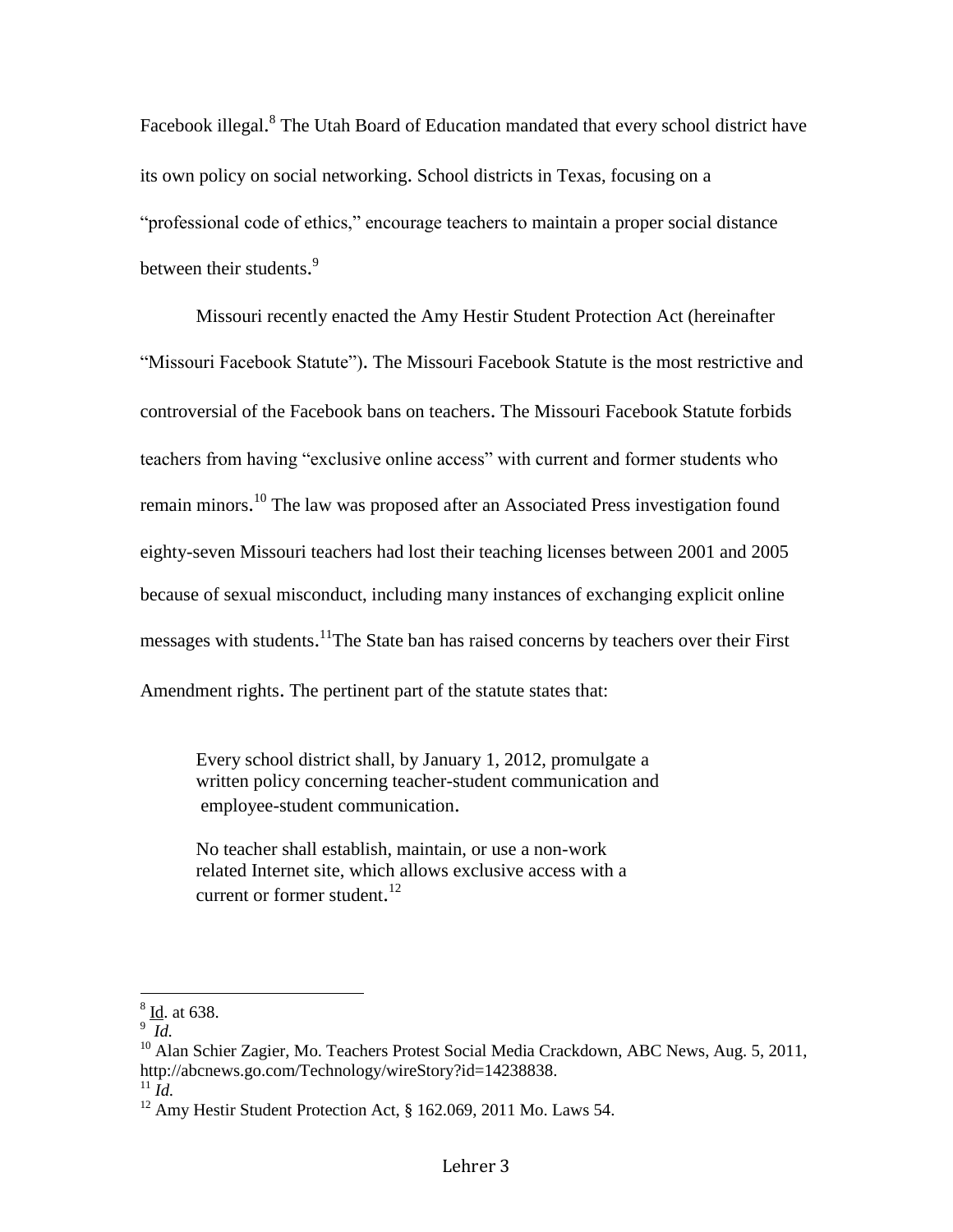Facebook illegal.[8] The Utah Board of Education mandated that every school district have its own policy on social networking. School districts in Texas, focusing on a "professional code of ethics," encourage teachers to maintain a proper social distance between their students.[9]

Missouri recently enacted the Amy Hestir Student Protection Act (hereinafter "Missouri Facebook Statute"). The Missouri Facebook Statute is the most restrictive and controversial of the Facebook bans on teachers. The Missouri Facebook Statute forbids teachers from having "exclusive online access" with current and former students who remain minors.[10] The law was proposed after an Associated Press investigation found eighty-seven Missouri teachers had lost their teaching licenses between 2001 and 2005 because of sexual misconduct, including many instances of exchanging explicit online messages with students.[11]The State ban has raised concerns by teachers over their First Amendment rights. The pertinent part of the statute states that:

> Every school district shall, by January 1, 2012, promulgate a written policy concerning teacher-student communication and employee-student communication.
>
> No teacher shall establish, maintain, or use a non-work related Internet site, which allows exclusive access with a current or former student.[12]

---

[8] Id. at 638.

[9] *Id.*

[10] Alan Schier Zagier, Mo. Teachers Protest Social Media Crackdown, ABC News, Aug. 5, 2011, http://abcnews.go.com/Technology/wireStory?id=14238838.

[11] *Id.*

[12] Amy Hestir Student Protection Act, § 162.069, 2011 Mo. Laws 54.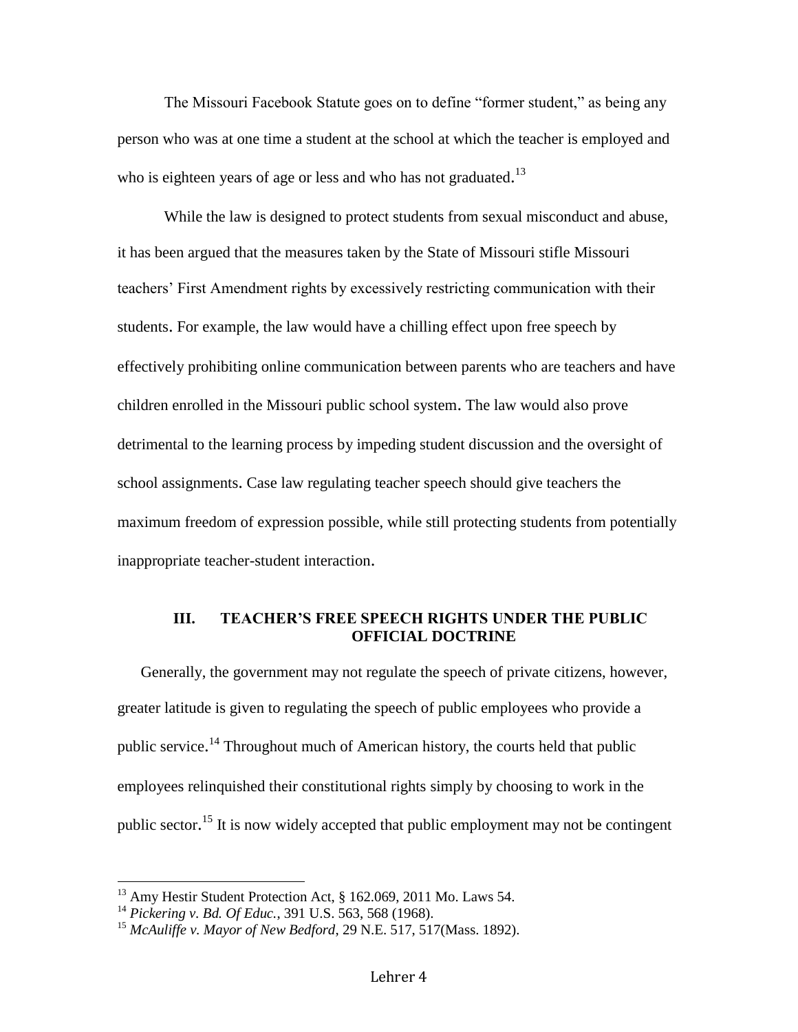The Missouri Facebook Statute goes on to define "former student," as being any person who was at one time a student at the school at which the teacher is employed and who is eighteen years of age or less and who has not graduated.[13]

While the law is designed to protect students from sexual misconduct and abuse, it has been argued that the measures taken by the State of Missouri stifle Missouri teachers' First Amendment rights by excessively restricting communication with their students. For example, the law would have a chilling effect upon free speech by effectively prohibiting online communication between parents who are teachers and have children enrolled in the Missouri public school system. The law would also prove detrimental to the learning process by impeding student discussion and the oversight of school assignments. Case law regulating teacher speech should give teachers the maximum freedom of expression possible, while still protecting students from potentially inappropriate teacher-student interaction.

## III. TEACHER'S FREE SPEECH RIGHTS UNDER THE PUBLIC OFFICIAL DOCTRINE

Generally, the government may not regulate the speech of private citizens, however, greater latitude is given to regulating the speech of public employees who provide a public service.[14] Throughout much of American history, the courts held that public employees relinquished their constitutional rights simply by choosing to work in the public sector.[15] It is now widely accepted that public employment may not be contingent

---

[13] Amy Hestir Student Protection Act, § 162.069, 2011 Mo. Laws 54.

[14] *Pickering v. Bd. Of Educ.*, 391 U.S. 563, 568 (1968).

[15] *McAuliffe v. Mayor of New Bedford*, 29 N.E. 517, 517(Mass. 1892).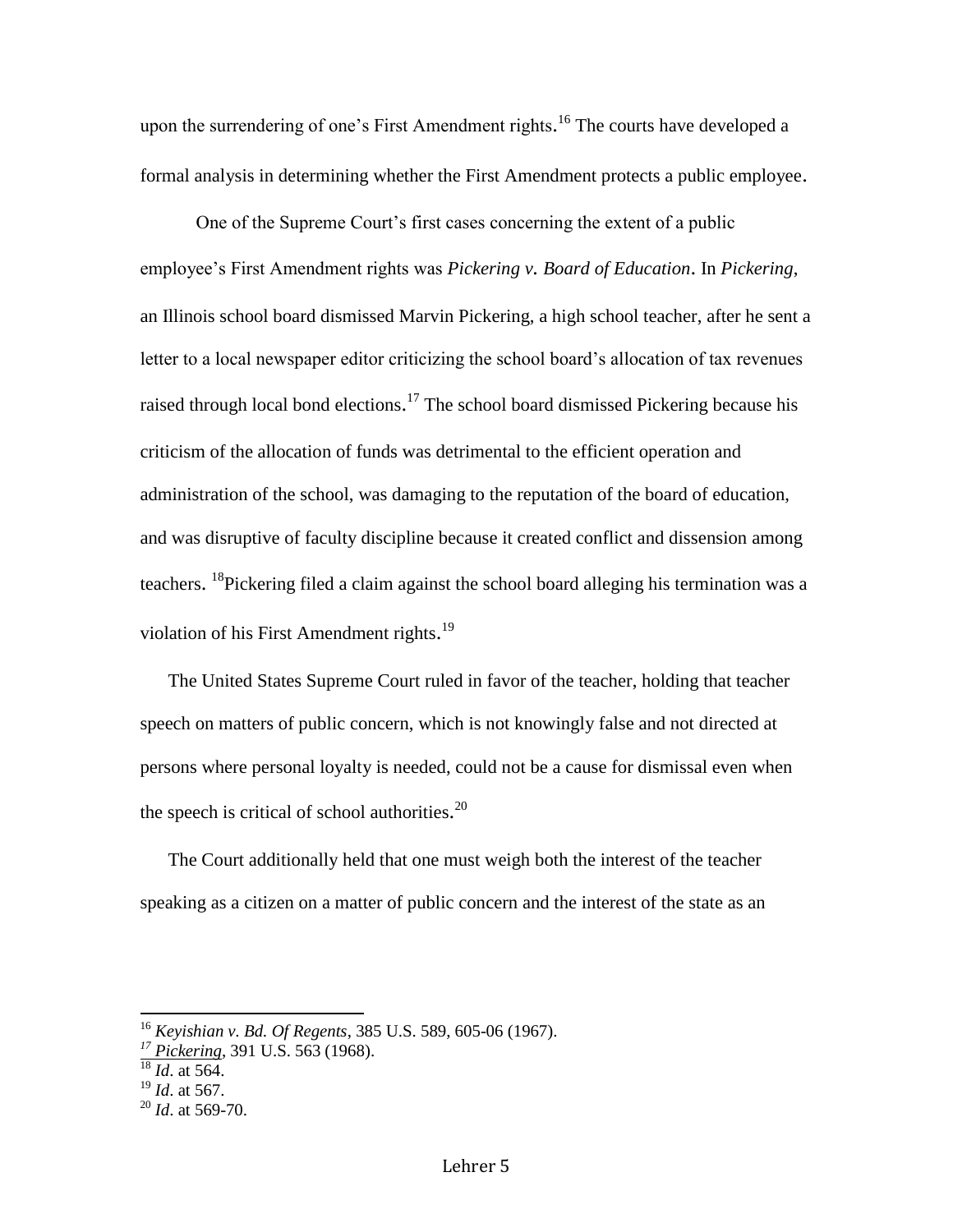upon the surrendering of one's First Amendment rights.[16] The courts have developed a formal analysis in determining whether the First Amendment protects a public employee.

One of the Supreme Court's first cases concerning the extent of a public employee's First Amendment rights was *Pickering v. Board of Education*. In *Pickering*, an Illinois school board dismissed Marvin Pickering, a high school teacher, after he sent a letter to a local newspaper editor criticizing the school board's allocation of tax revenues raised through local bond elections.[17] The school board dismissed Pickering because his criticism of the allocation of funds was detrimental to the efficient operation and administration of the school, was damaging to the reputation of the board of education, and was disruptive of faculty discipline because it created conflict and dissension among teachers. [18]Pickering filed a claim against the school board alleging his termination was a violation of his First Amendment rights.[19]

The United States Supreme Court ruled in favor of the teacher, holding that teacher speech on matters of public concern, which is not knowingly false and not directed at persons where personal loyalty is needed, could not be a cause for dismissal even when the speech is critical of school authorities.[20]

The Court additionally held that one must weigh both the interest of the teacher speaking as a citizen on a matter of public concern and the interest of the state as an

---

[16] *Keyishian v. Bd. Of Regents*, 385 U.S. 589, 605-06 (1967).
[17] *Pickering*, 391 U.S. 563 (1968).
[18] *Id*. at 564.
[19] *Id*. at 567.
[20] *Id*. at 569-70.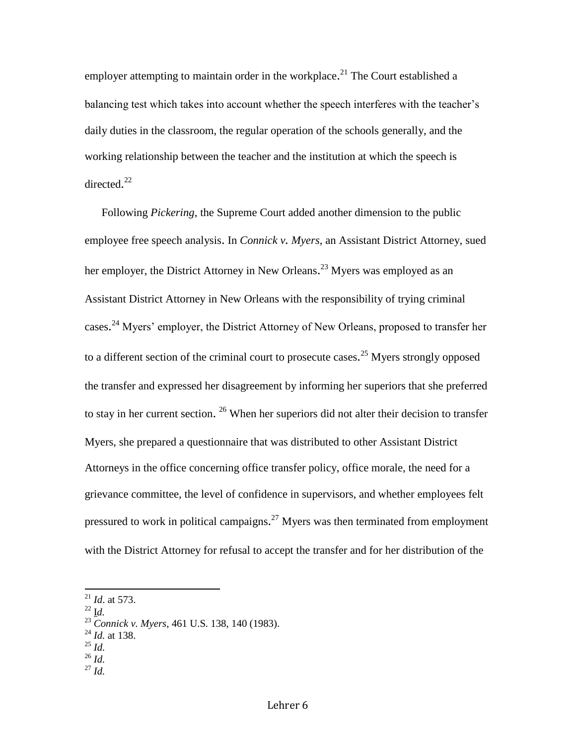employer attempting to maintain order in the workplace.[21] The Court established a balancing test which takes into account whether the speech interferes with the teacher's daily duties in the classroom, the regular operation of the schools generally, and the working relationship between the teacher and the institution at which the speech is directed.[22]

Following *Pickering*, the Supreme Court added another dimension to the public employee free speech analysis. In *Connick v. Myers*, an Assistant District Attorney, sued her employer, the District Attorney in New Orleans.[23] Myers was employed as an Assistant District Attorney in New Orleans with the responsibility of trying criminal cases.[24] Myers' employer, the District Attorney of New Orleans, proposed to transfer her to a different section of the criminal court to prosecute cases.[25] Myers strongly opposed the transfer and expressed her disagreement by informing her superiors that she preferred to stay in her current section. [26] When her superiors did not alter their decision to transfer Myers, she prepared a questionnaire that was distributed to other Assistant District Attorneys in the office concerning office transfer policy, office morale, the need for a grievance committee, the level of confidence in supervisors, and whether employees felt pressured to work in political campaigns.[27] Myers was then terminated from employment with the District Attorney for refusal to accept the transfer and for her distribution of the

---

[21] *Id*. at 573.
[22] *Id.*
[23] *Connick v. Myers*, 461 U.S. 138, 140 (1983).
[24] *Id.* at 138.
[25] *Id.*
[26] *Id.*
[27] *Id.*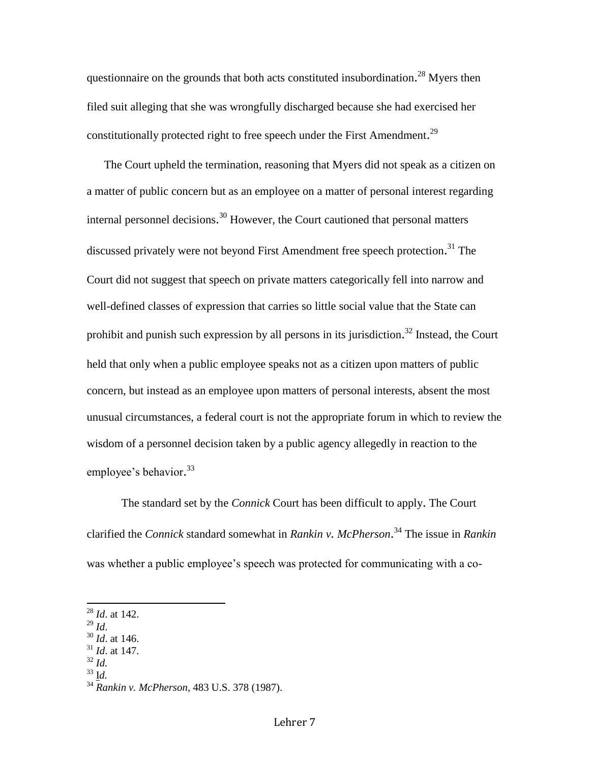questionnaire on the grounds that both acts constituted insubordination.[28] Myers then filed suit alleging that she was wrongfully discharged because she had exercised her constitutionally protected right to free speech under the First Amendment.[29]

The Court upheld the termination, reasoning that Myers did not speak as a citizen on a matter of public concern but as an employee on a matter of personal interest regarding internal personnel decisions.[30] However, the Court cautioned that personal matters discussed privately were not beyond First Amendment free speech protection.[31] The Court did not suggest that speech on private matters categorically fell into narrow and well-defined classes of expression that carries so little social value that the State can prohibit and punish such expression by all persons in its jurisdiction.[32] Instead, the Court held that only when a public employee speaks not as a citizen upon matters of public concern, but instead as an employee upon matters of personal interests, absent the most unusual circumstances, a federal court is not the appropriate forum in which to review the wisdom of a personnel decision taken by a public agency allegedly in reaction to the employee's behavior.[33]

The standard set by the *Connick* Court has been difficult to apply. The Court clarified the *Connick* standard somewhat in *Rankin v. McPherson*.[34] The issue in *Rankin* was whether a public employee's speech was protected for communicating with a co-

---

[28] *Id*. at 142.
[29] *Id*.
[30] *Id*. at 146.
[31] *Id*. at 147.
[32] *Id.*
[33] Id.
[34] *Rankin v. McPherson*, 483 U.S. 378 (1987).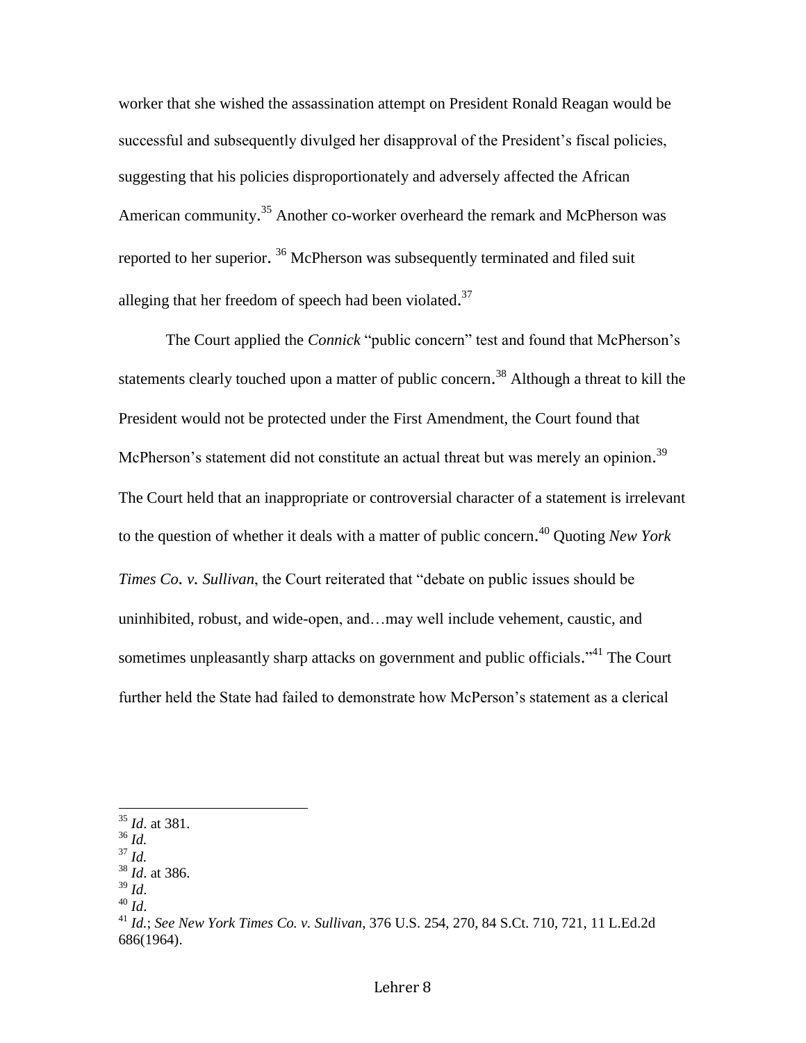worker that she wished the assassination attempt on President Ronald Reagan would be successful and subsequently divulged her disapproval of the President's fiscal policies, suggesting that his policies disproportionately and adversely affected the African American community.[35] Another co-worker overheard the remark and McPherson was reported to her superior. [36] McPherson was subsequently terminated and filed suit alleging that her freedom of speech had been violated.[37]

The Court applied the *Connick* "public concern" test and found that McPherson's statements clearly touched upon a matter of public concern.[38] Although a threat to kill the President would not be protected under the First Amendment, the Court found that McPherson's statement did not constitute an actual threat but was merely an opinion.[39] The Court held that an inappropriate or controversial character of a statement is irrelevant to the question of whether it deals with a matter of public concern.[40] Quoting *New York Times Co. v. Sullivan*, the Court reiterated that "debate on public issues should be uninhibited, robust, and wide-open, and…may well include vehement, caustic, and sometimes unpleasantly sharp attacks on government and public officials."[41] The Court further held the State had failed to demonstrate how McPerson's statement as a clerical

---

[35] *Id*. at 381.
[36] *Id.*
[37] *Id.*
[38] *Id*. at 386.
[39] *Id*.
[40] *Id*.
[41] *Id.*; *See New York Times Co. v. Sullivan*, 376 U.S. 254, 270, 84 S.Ct. 710, 721, 11 L.Ed.2d 686(1964).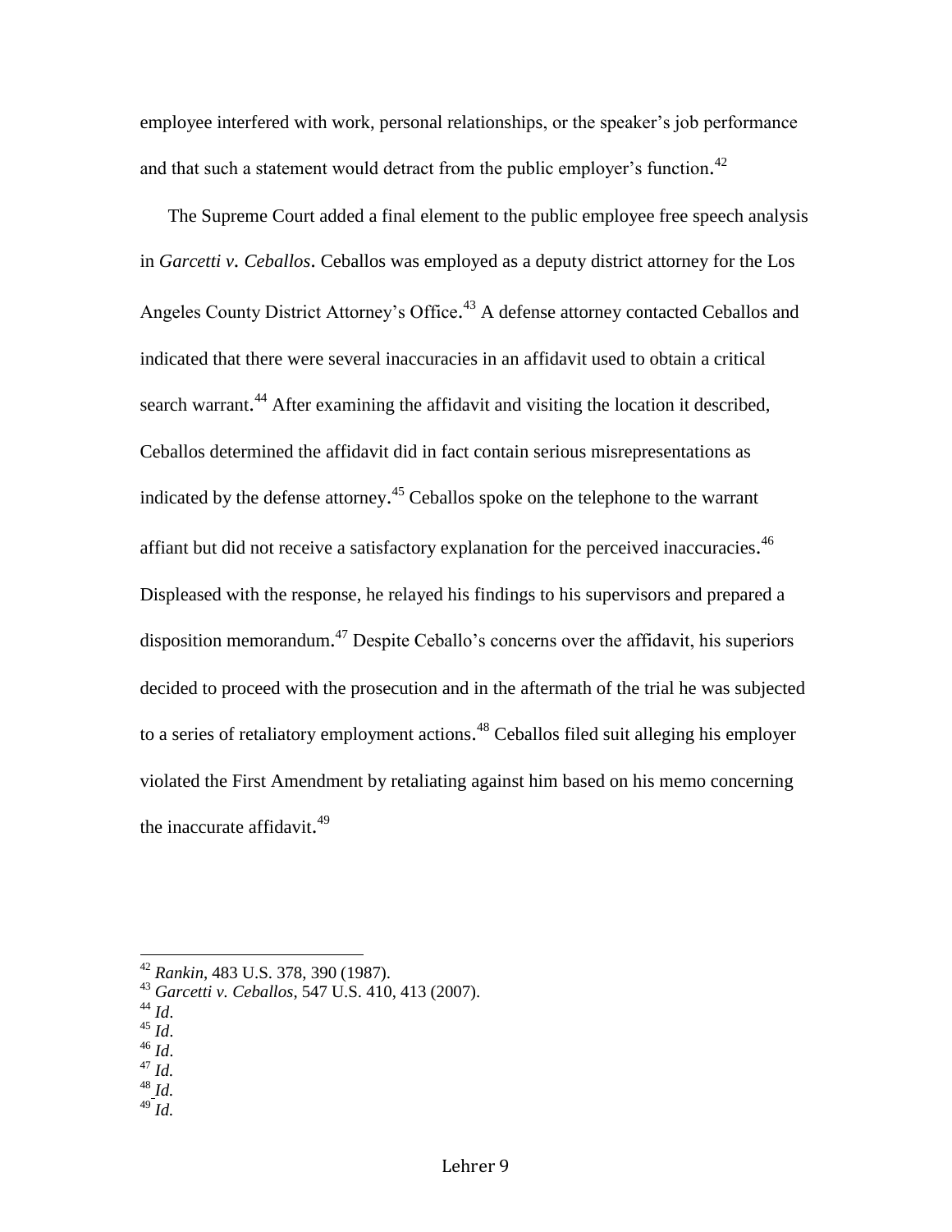employee interfered with work, personal relationships, or the speaker's job performance and that such a statement would detract from the public employer's function.[42]

The Supreme Court added a final element to the public employee free speech analysis in *Garcetti v. Ceballos*. Ceballos was employed as a deputy district attorney for the Los Angeles County District Attorney's Office.[43] A defense attorney contacted Ceballos and indicated that there were several inaccuracies in an affidavit used to obtain a critical search warrant.[44] After examining the affidavit and visiting the location it described, Ceballos determined the affidavit did in fact contain serious misrepresentations as indicated by the defense attorney.[45] Ceballos spoke on the telephone to the warrant affiant but did not receive a satisfactory explanation for the perceived inaccuracies.[46] Displeased with the response, he relayed his findings to his supervisors and prepared a disposition memorandum.[47] Despite Ceballo's concerns over the affidavit, his superiors decided to proceed with the prosecution and in the aftermath of the trial he was subjected to a series of retaliatory employment actions.[48] Ceballos filed suit alleging his employer violated the First Amendment by retaliating against him based on his memo concerning the inaccurate affidavit.[49]

---

[42] *Rankin*, 483 U.S. 378, 390 (1987).
[43] *Garcetti v. Ceballos*, 547 U.S. 410, 413 (2007).
[44] *Id*.
[45] *Id*.
[46] *Id*.
[47] *Id.*
[48] *Id.*
[49] *Id.*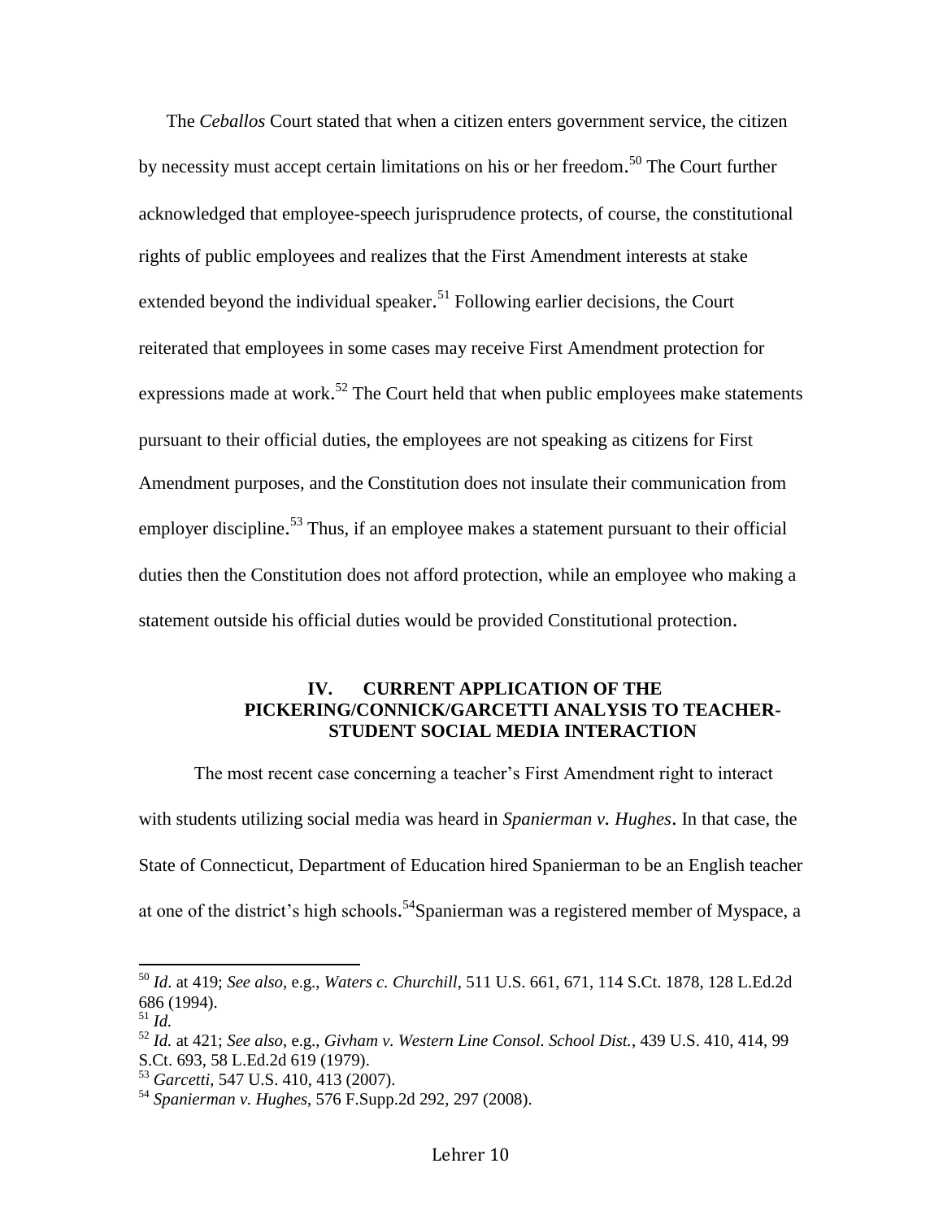The *Ceballos* Court stated that when a citizen enters government service, the citizen by necessity must accept certain limitations on his or her freedom.[50] The Court further acknowledged that employee-speech jurisprudence protects, of course, the constitutional rights of public employees and realizes that the First Amendment interests at stake extended beyond the individual speaker.[51] Following earlier decisions, the Court reiterated that employees in some cases may receive First Amendment protection for expressions made at work.[52] The Court held that when public employees make statements pursuant to their official duties, the employees are not speaking as citizens for First Amendment purposes, and the Constitution does not insulate their communication from employer discipline.[53] Thus, if an employee makes a statement pursuant to their official duties then the Constitution does not afford protection, while an employee who making a statement outside his official duties would be provided Constitutional protection.

## IV. CURRENT APPLICATION OF THE PICKERING/CONNICK/GARCETTI ANALYSIS TO TEACHER-STUDENT SOCIAL MEDIA INTERACTION

The most recent case concerning a teacher's First Amendment right to interact with students utilizing social media was heard in *Spanierman v. Hughes*. In that case, the State of Connecticut, Department of Education hired Spanierman to be an English teacher at one of the district's high schools.[54]Spanierman was a registered member of Myspace, a

---

[50] *Id*. at 419; *See also*, e.g., *Waters c. Churchill*, 511 U.S. 661, 671, 114 S.Ct. 1878, 128 L.Ed.2d 686 (1994).

[51] *Id.*

[52] *Id.* at 421; *See also*, e.g., *Givham v. Western Line Consol. School Dist.*, 439 U.S. 410, 414, 99 S.Ct. 693, 58 L.Ed.2d 619 (1979).

[53] *Garcetti*, 547 U.S. 410, 413 (2007).

[54] *Spanierman v. Hughes*, 576 F.Supp.2d 292, 297 (2008).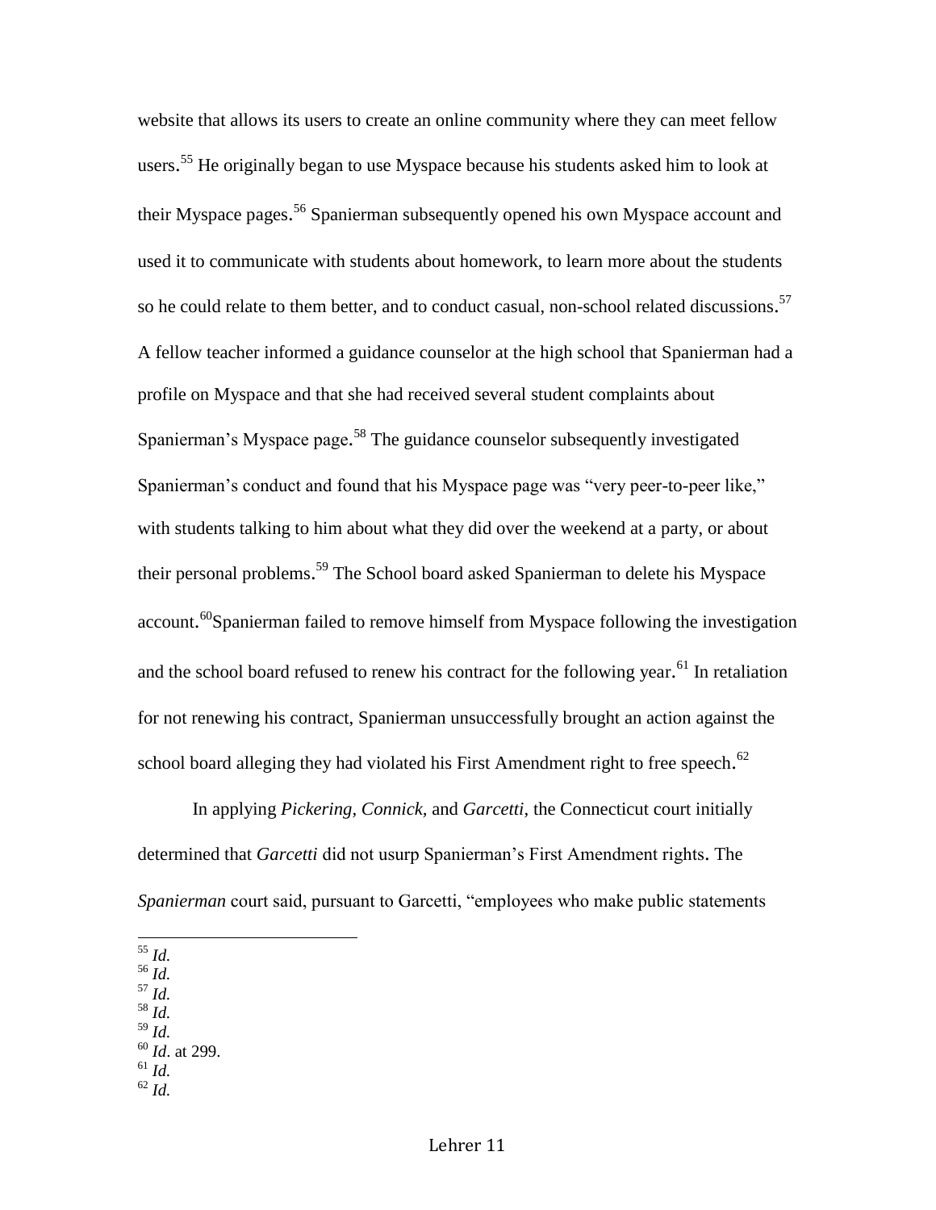website that allows its users to create an online community where they can meet fellow users.[55] He originally began to use Myspace because his students asked him to look at their Myspace pages.[56] Spanierman subsequently opened his own Myspace account and used it to communicate with students about homework, to learn more about the students so he could relate to them better, and to conduct casual, non-school related discussions.[57] A fellow teacher informed a guidance counselor at the high school that Spanierman had a profile on Myspace and that she had received several student complaints about Spanierman's Myspace page.[58] The guidance counselor subsequently investigated Spanierman's conduct and found that his Myspace page was "very peer-to-peer like," with students talking to him about what they did over the weekend at a party, or about their personal problems.[59] The School board asked Spanierman to delete his Myspace account.[60]Spanierman failed to remove himself from Myspace following the investigation and the school board refused to renew his contract for the following year.[61] In retaliation for not renewing his contract, Spanierman unsuccessfully brought an action against the school board alleging they had violated his First Amendment right to free speech.[62]

In applying *Pickering*, *Connick,* and *Garcetti*, the Connecticut court initially determined that *Garcetti* did not usurp Spanierman's First Amendment rights. The *Spanierman* court said, pursuant to Garcetti, "employees who make public statements

---

[55] *Id.*
[56] *Id.*
[57] *Id.*
[58] *Id.*
[59] *Id.*
[60] *Id*. at 299.
[61] *Id.*
[62] *Id.*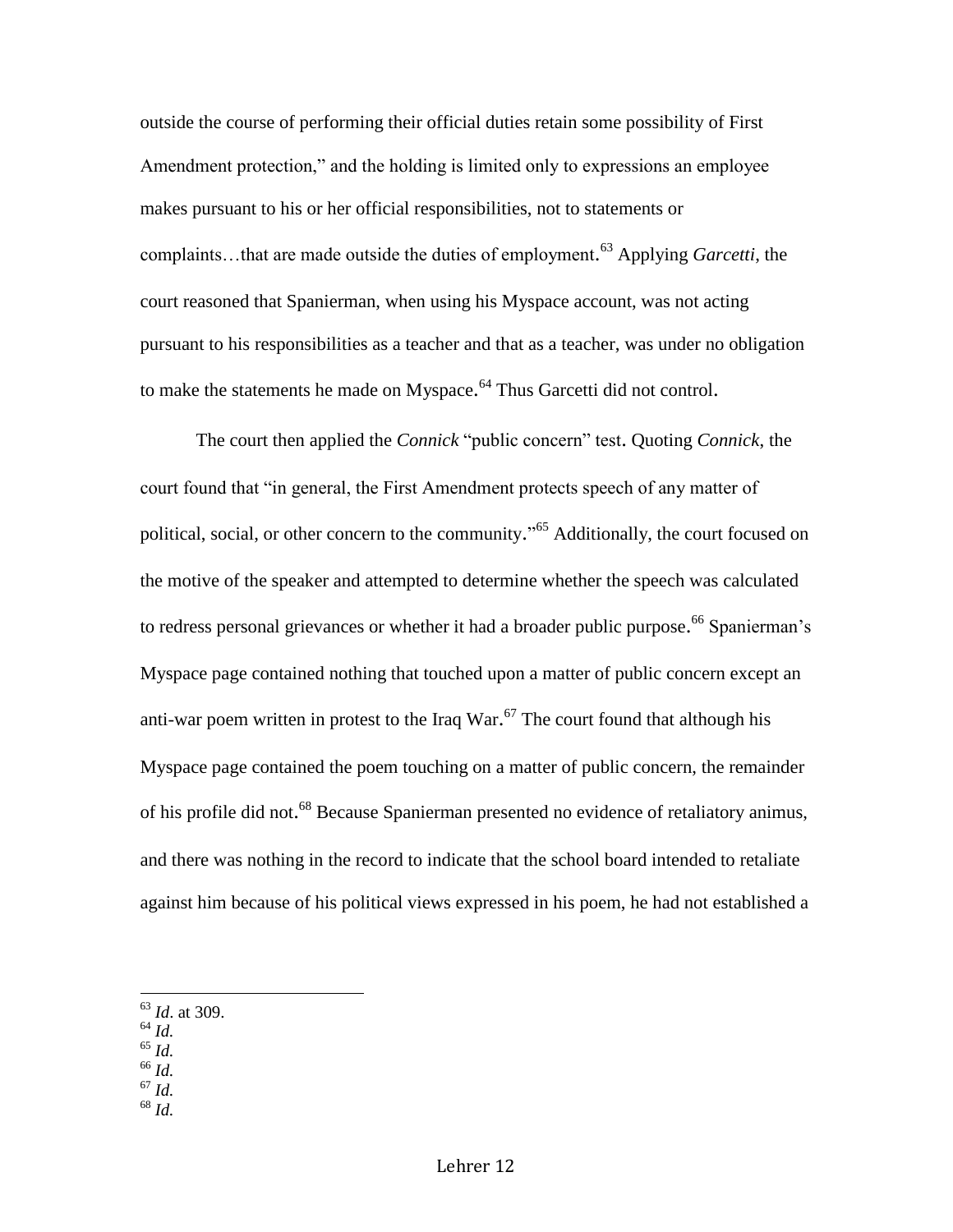outside the course of performing their official duties retain some possibility of First Amendment protection," and the holding is limited only to expressions an employee makes pursuant to his or her official responsibilities, not to statements or complaints…that are made outside the duties of employment.[63] Applying *Garcetti*, the court reasoned that Spanierman, when using his Myspace account, was not acting pursuant to his responsibilities as a teacher and that as a teacher, was under no obligation to make the statements he made on Myspace.[64] Thus Garcetti did not control.

The court then applied the *Connick* "public concern" test. Quoting *Connick*, the court found that "in general, the First Amendment protects speech of any matter of political, social, or other concern to the community."[65] Additionally, the court focused on the motive of the speaker and attempted to determine whether the speech was calculated to redress personal grievances or whether it had a broader public purpose.[66] Spanierman's Myspace page contained nothing that touched upon a matter of public concern except an anti-war poem written in protest to the Iraq War.[67] The court found that although his Myspace page contained the poem touching on a matter of public concern, the remainder of his profile did not.[68] Because Spanierman presented no evidence of retaliatory animus, and there was nothing in the record to indicate that the school board intended to retaliate against him because of his political views expressed in his poem, he had not established a

---

[63] *Id*. at 309.
[64] *Id.*
[65] *Id.*
[66] *Id.*
[67] *Id.*
[68] *Id.*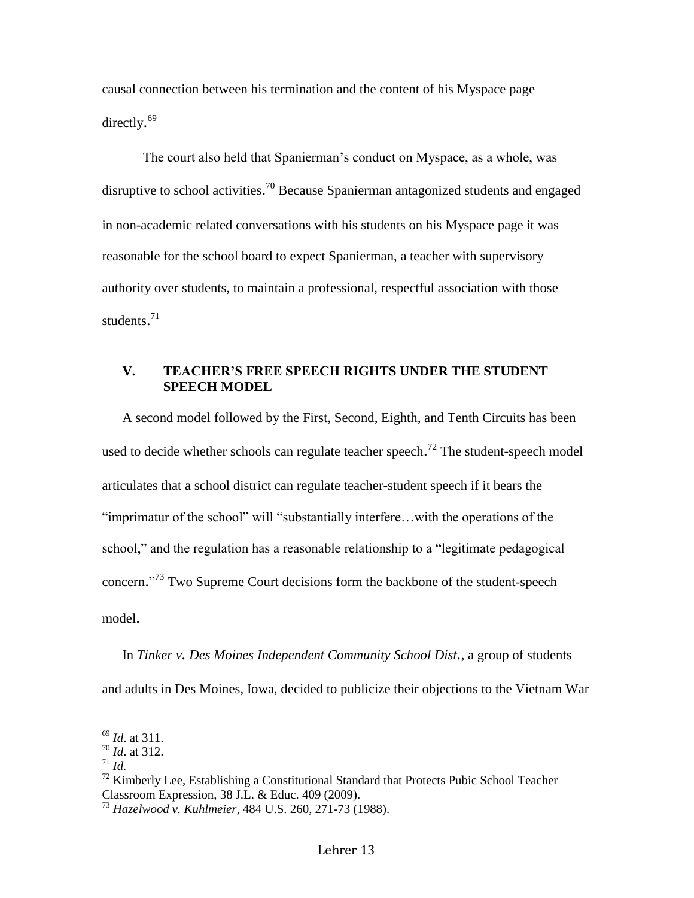causal connection between his termination and the content of his Myspace page directly.[69]

The court also held that Spanierman's conduct on Myspace, as a whole, was disruptive to school activities.[70] Because Spanierman antagonized students and engaged in non-academic related conversations with his students on his Myspace page it was reasonable for the school board to expect Spanierman, a teacher with supervisory authority over students, to maintain a professional, respectful association with those students.[71]

## V. TEACHER'S FREE SPEECH RIGHTS UNDER THE STUDENT SPEECH MODEL

A second model followed by the First, Second, Eighth, and Tenth Circuits has been used to decide whether schools can regulate teacher speech.[72] The student-speech model articulates that a school district can regulate teacher-student speech if it bears the "imprimatur of the school" will "substantially interfere…with the operations of the school," and the regulation has a reasonable relationship to a "legitimate pedagogical concern."[73] Two Supreme Court decisions form the backbone of the student-speech model.

In *Tinker v. Des Moines Independent Community School Dist.*, a group of students and adults in Des Moines, Iowa, decided to publicize their objections to the Vietnam War

---

[69] *Id*. at 311.

[70] *Id*. at 312.

[71] *Id.*

[72] Kimberly Lee, Establishing a Constitutional Standard that Protects Pubic School Teacher Classroom Expression, 38 J.L. & Educ. 409 (2009).

[73] *Hazelwood v. Kuhlmeier*, 484 U.S. 260, 271-73 (1988).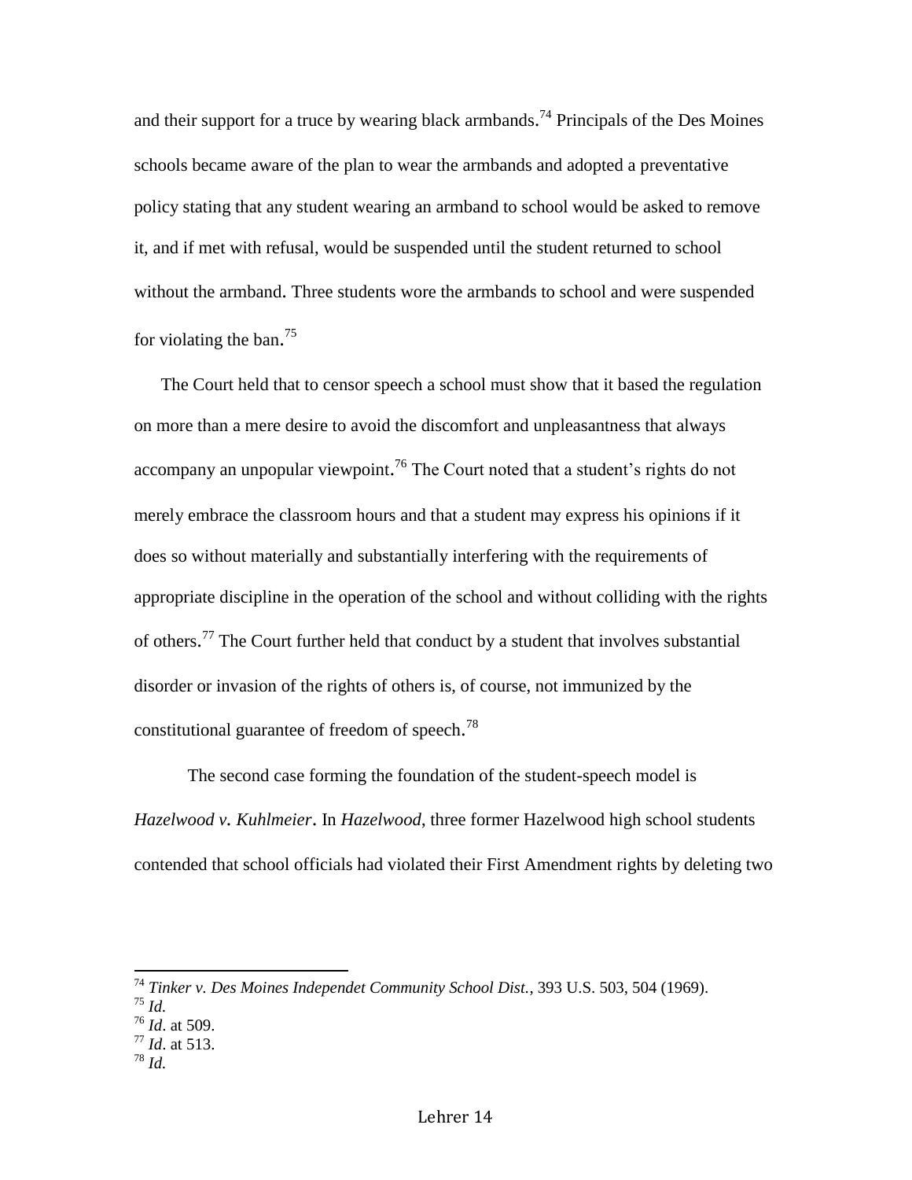and their support for a truce by wearing black armbands.[74] Principals of the Des Moines schools became aware of the plan to wear the armbands and adopted a preventative policy stating that any student wearing an armband to school would be asked to remove it, and if met with refusal, would be suspended until the student returned to school without the armband. Three students wore the armbands to school and were suspended for violating the ban.[75]

The Court held that to censor speech a school must show that it based the regulation on more than a mere desire to avoid the discomfort and unpleasantness that always accompany an unpopular viewpoint.[76] The Court noted that a student's rights do not merely embrace the classroom hours and that a student may express his opinions if it does so without materially and substantially interfering with the requirements of appropriate discipline in the operation of the school and without colliding with the rights of others.[77] The Court further held that conduct by a student that involves substantial disorder or invasion of the rights of others is, of course, not immunized by the constitutional guarantee of freedom of speech.[78]

The second case forming the foundation of the student-speech model is *Hazelwood v. Kuhlmeier*. In *Hazelwood*, three former Hazelwood high school students contended that school officials had violated their First Amendment rights by deleting two

---

[74] *Tinker v. Des Moines Independet Community School Dist.*, 393 U.S. 503, 504 (1969).
[75] *Id.*
[76] *Id*. at 509.
[77] *Id*. at 513.
[78] *Id.*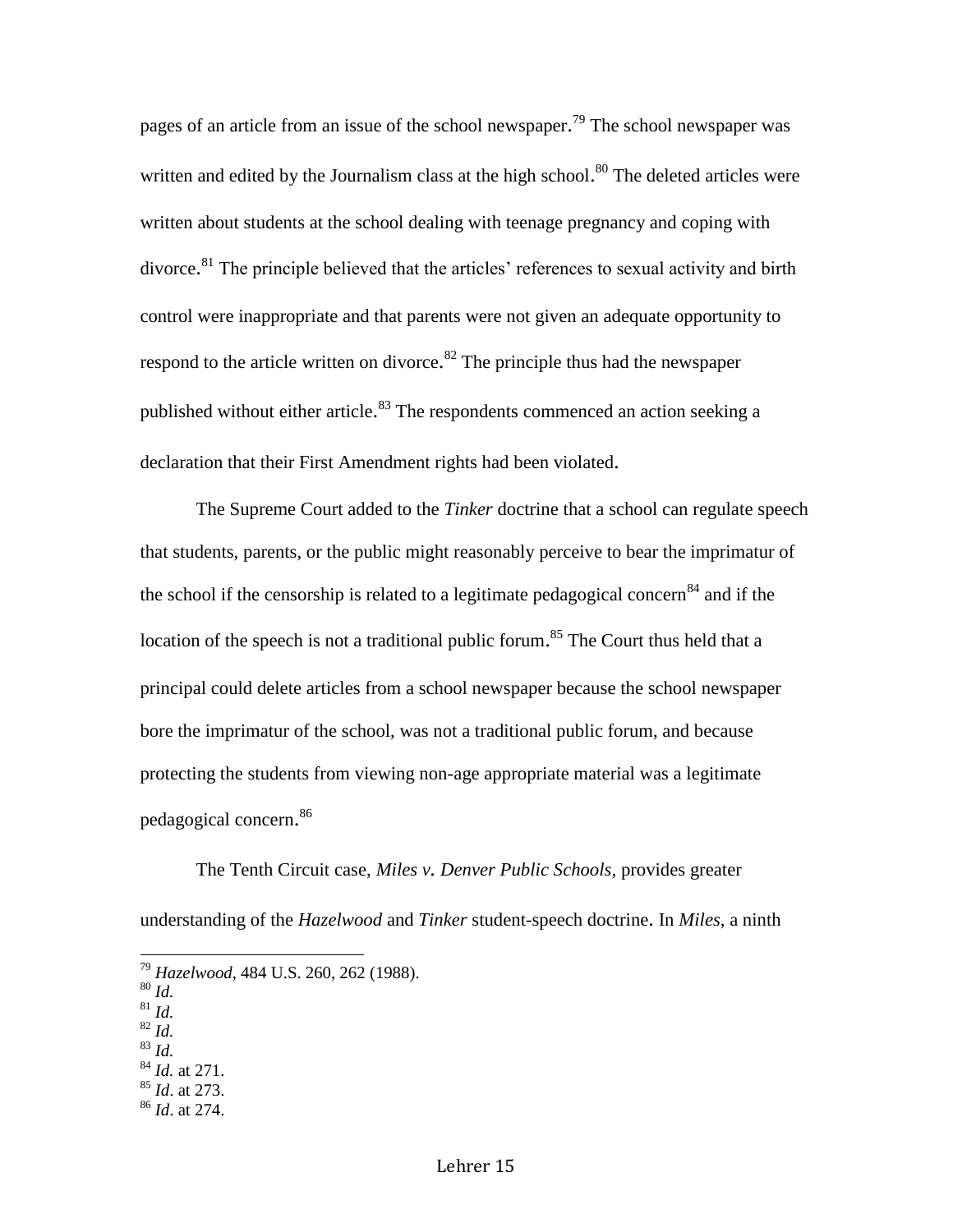pages of an article from an issue of the school newspaper.[79] The school newspaper was written and edited by the Journalism class at the high school.[80] The deleted articles were written about students at the school dealing with teenage pregnancy and coping with divorce.[81] The principle believed that the articles' references to sexual activity and birth control were inappropriate and that parents were not given an adequate opportunity to respond to the article written on divorce.[82] The principle thus had the newspaper published without either article.[83] The respondents commenced an action seeking a declaration that their First Amendment rights had been violated.

The Supreme Court added to the *Tinker* doctrine that a school can regulate speech that students, parents, or the public might reasonably perceive to bear the imprimatur of the school if the censorship is related to a legitimate pedagogical concern[84] and if the location of the speech is not a traditional public forum.[85] The Court thus held that a principal could delete articles from a school newspaper because the school newspaper bore the imprimatur of the school, was not a traditional public forum, and because protecting the students from viewing non-age appropriate material was a legitimate pedagogical concern.[86]

The Tenth Circuit case, *Miles v. Denver Public Schools,* provides greater understanding of the *Hazelwood* and *Tinker* student-speech doctrine. In *Miles*, a ninth

---

[79] *Hazelwood*, 484 U.S. 260, 262 (1988).
[80] *Id.*
[81] *Id.*
[82] *Id.*
[83] *Id.*
[84] *Id.* at 271.
[85] *Id*. at 273.
[86] *Id*. at 274.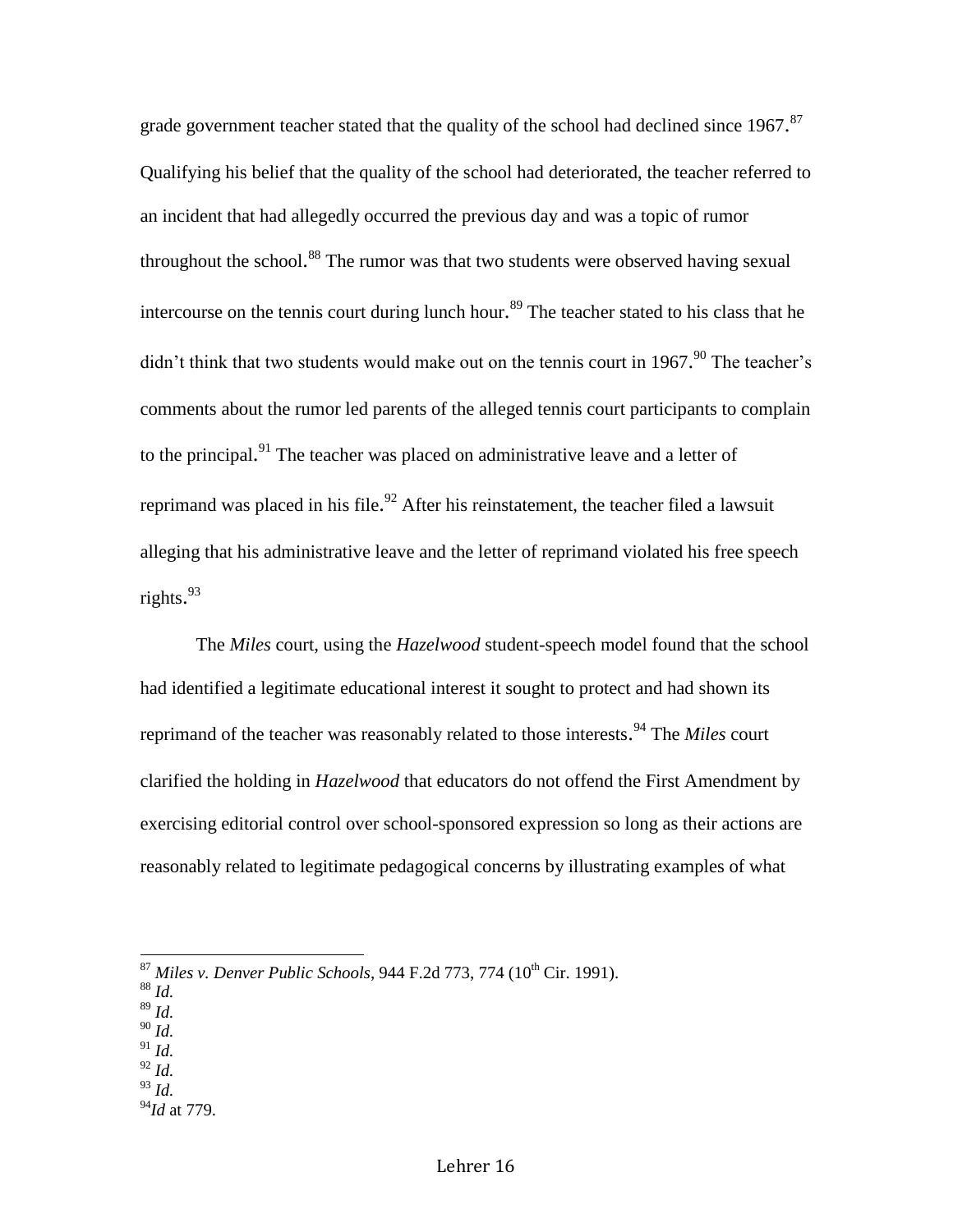grade government teacher stated that the quality of the school had declined since 1967.[87] Qualifying his belief that the quality of the school had deteriorated, the teacher referred to an incident that had allegedly occurred the previous day and was a topic of rumor throughout the school.[88] The rumor was that two students were observed having sexual intercourse on the tennis court during lunch hour.[89] The teacher stated to his class that he didn't think that two students would make out on the tennis court in 1967.[90] The teacher's comments about the rumor led parents of the alleged tennis court participants to complain to the principal.[91] The teacher was placed on administrative leave and a letter of reprimand was placed in his file.[92] After his reinstatement, the teacher filed a lawsuit alleging that his administrative leave and the letter of reprimand violated his free speech rights.[93]

The *Miles* court, using the *Hazelwood* student-speech model found that the school had identified a legitimate educational interest it sought to protect and had shown its reprimand of the teacher was reasonably related to those interests.[94] The *Miles* court clarified the holding in *Hazelwood* that educators do not offend the First Amendment by exercising editorial control over school-sponsored expression so long as their actions are reasonably related to legitimate pedagogical concerns by illustrating examples of what

---

[87] *Miles v. Denver Public Schools*, 944 F.2d 773, 774 (10th Cir. 1991).
[88] *Id.*
[89] *Id.*
[90] *Id.*
[91] *Id.*
[92] *Id.*
[93] *Id.*
[94] *Id* at 779.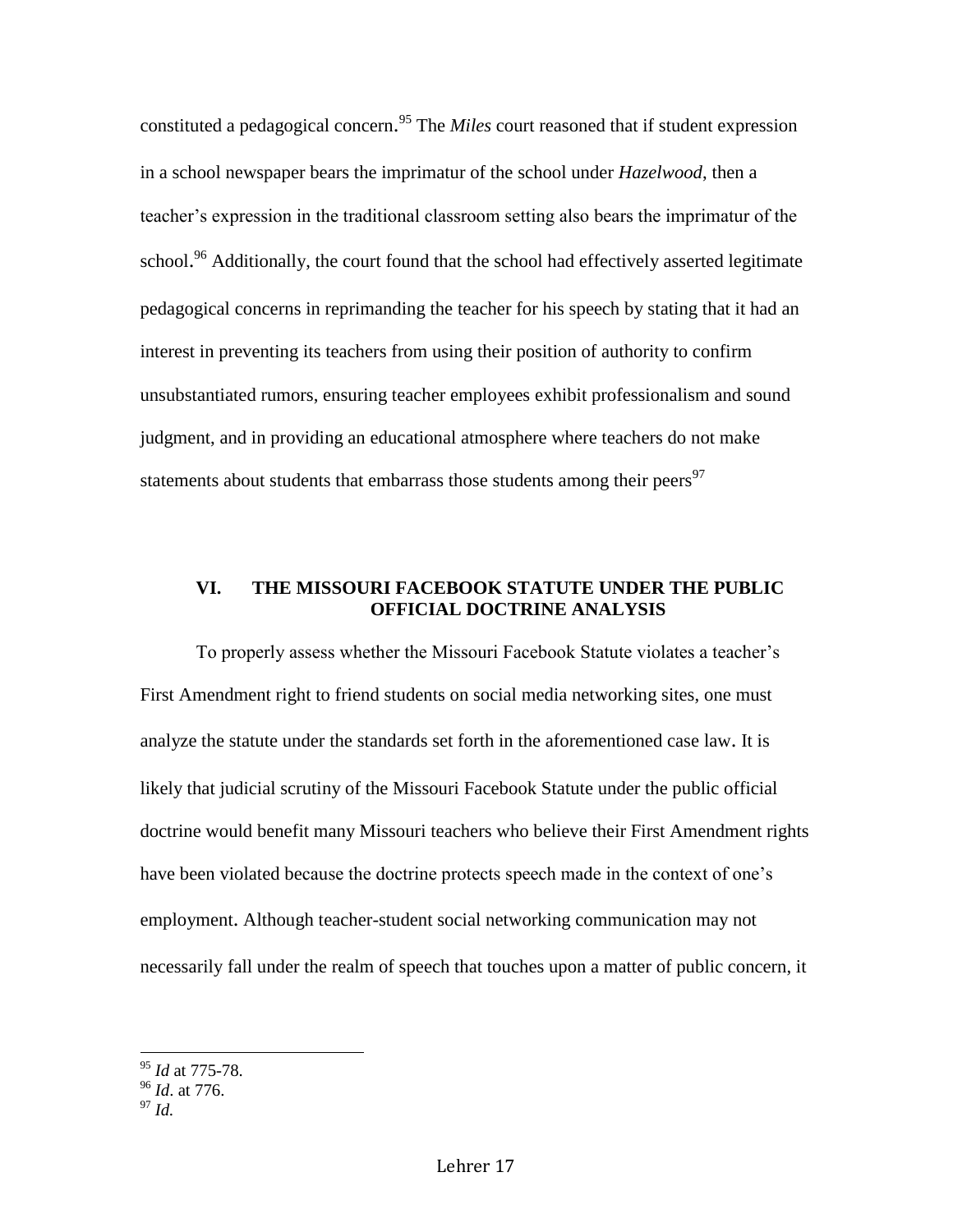constituted a pedagogical concern.[95] The *Miles* court reasoned that if student expression in a school newspaper bears the imprimatur of the school under *Hazelwood*, then a teacher's expression in the traditional classroom setting also bears the imprimatur of the school.[96] Additionally, the court found that the school had effectively asserted legitimate pedagogical concerns in reprimanding the teacher for his speech by stating that it had an interest in preventing its teachers from using their position of authority to confirm unsubstantiated rumors, ensuring teacher employees exhibit professionalism and sound judgment, and in providing an educational atmosphere where teachers do not make statements about students that embarrass those students among their peers[97]

## VI. THE MISSOURI FACEBOOK STATUTE UNDER THE PUBLIC OFFICIAL DOCTRINE ANALYSIS

To properly assess whether the Missouri Facebook Statute violates a teacher's First Amendment right to friend students on social media networking sites, one must analyze the statute under the standards set forth in the aforementioned case law. It is likely that judicial scrutiny of the Missouri Facebook Statute under the public official doctrine would benefit many Missouri teachers who believe their First Amendment rights have been violated because the doctrine protects speech made in the context of one's employment. Although teacher-student social networking communication may not necessarily fall under the realm of speech that touches upon a matter of public concern, it

---

[95] *Id* at 775-78.

[96] *Id*. at 776.

[97] *Id.*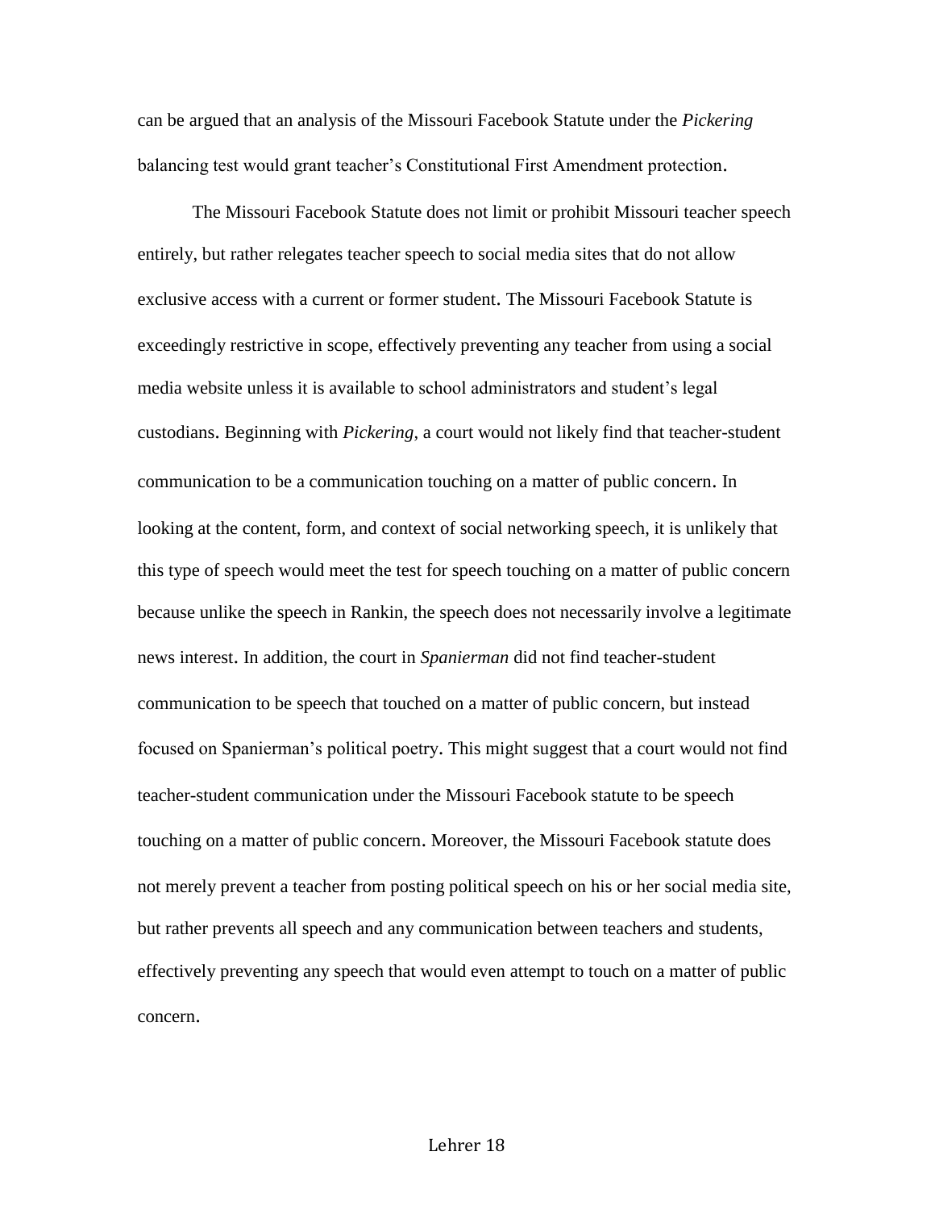can be argued that an analysis of the Missouri Facebook Statute under the *Pickering* balancing test would grant teacher's Constitutional First Amendment protection.

The Missouri Facebook Statute does not limit or prohibit Missouri teacher speech entirely, but rather relegates teacher speech to social media sites that do not allow exclusive access with a current or former student. The Missouri Facebook Statute is exceedingly restrictive in scope, effectively preventing any teacher from using a social media website unless it is available to school administrators and student's legal custodians. Beginning with *Pickering*, a court would not likely find that teacher-student communication to be a communication touching on a matter of public concern. In looking at the content, form, and context of social networking speech, it is unlikely that this type of speech would meet the test for speech touching on a matter of public concern because unlike the speech in Rankin, the speech does not necessarily involve a legitimate news interest. In addition, the court in *Spanierman* did not find teacher-student communication to be speech that touched on a matter of public concern, but instead focused on Spanierman's political poetry. This might suggest that a court would not find teacher-student communication under the Missouri Facebook statute to be speech touching on a matter of public concern. Moreover, the Missouri Facebook statute does not merely prevent a teacher from posting political speech on his or her social media site, but rather prevents all speech and any communication between teachers and students, effectively preventing any speech that would even attempt to touch on a matter of public concern.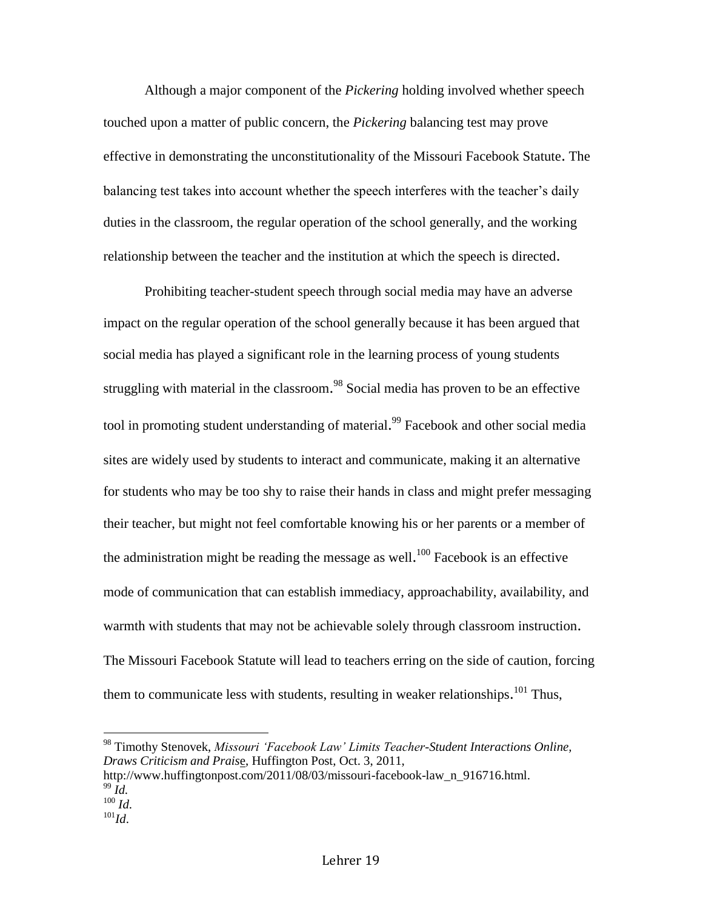Although a major component of the *Pickering* holding involved whether speech touched upon a matter of public concern, the *Pickering* balancing test may prove effective in demonstrating the unconstitutionality of the Missouri Facebook Statute. The balancing test takes into account whether the speech interferes with the teacher's daily duties in the classroom, the regular operation of the school generally, and the working relationship between the teacher and the institution at which the speech is directed.

Prohibiting teacher-student speech through social media may have an adverse impact on the regular operation of the school generally because it has been argued that social media has played a significant role in the learning process of young students struggling with material in the classroom.[98] Social media has proven to be an effective tool in promoting student understanding of material.[99] Facebook and other social media sites are widely used by students to interact and communicate, making it an alternative for students who may be too shy to raise their hands in class and might prefer messaging their teacher, but might not feel comfortable knowing his or her parents or a member of the administration might be reading the message as well.[100] Facebook is an effective mode of communication that can establish immediacy, approachability, availability, and warmth with students that may not be achievable solely through classroom instruction. The Missouri Facebook Statute will lead to teachers erring on the side of caution, forcing them to communicate less with students, resulting in weaker relationships.[101] Thus,

---

[98] Timothy Stenovek, *Missouri 'Facebook Law' Limits Teacher-Student Interactions Online, Draws Criticism and Praise*, Huffington Post, Oct. 3, 2011, http://www.huffingtonpost.com/2011/08/03/missouri-facebook-law_n_916716.html.

[99] *Id.*

[100] *Id.*

[101] *Id.*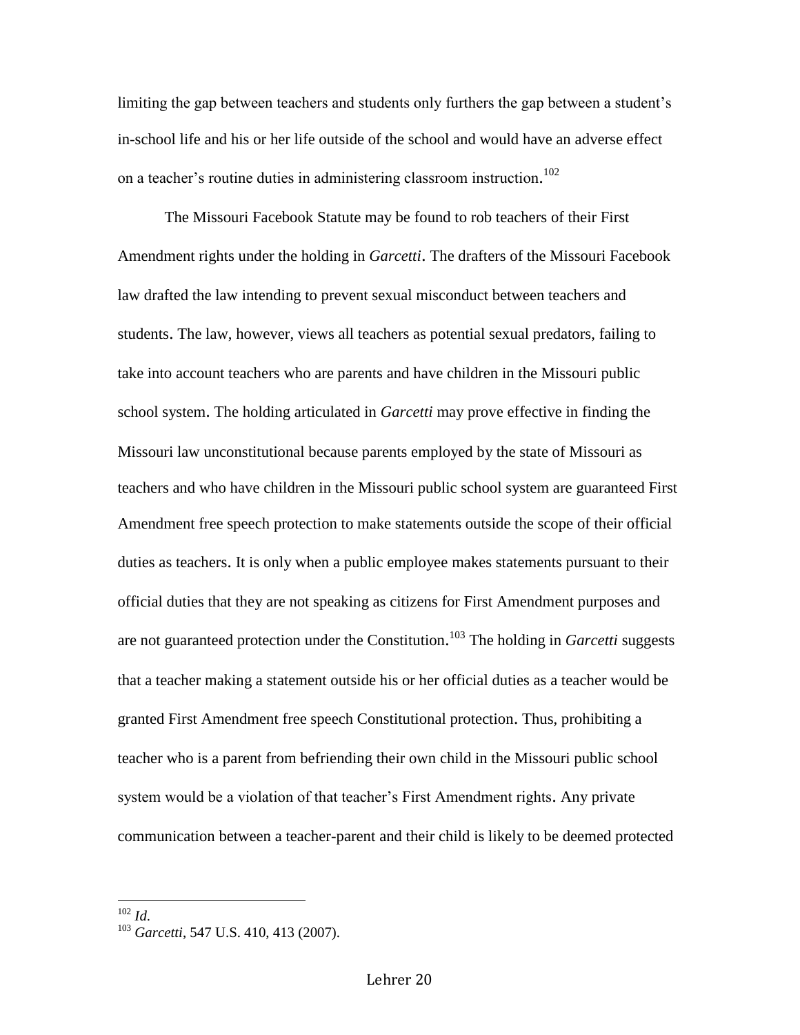limiting the gap between teachers and students only furthers the gap between a student's in-school life and his or her life outside of the school and would have an adverse effect on a teacher's routine duties in administering classroom instruction.[102]

The Missouri Facebook Statute may be found to rob teachers of their First Amendment rights under the holding in *Garcetti*. The drafters of the Missouri Facebook law drafted the law intending to prevent sexual misconduct between teachers and students. The law, however, views all teachers as potential sexual predators, failing to take into account teachers who are parents and have children in the Missouri public school system. The holding articulated in *Garcetti* may prove effective in finding the Missouri law unconstitutional because parents employed by the state of Missouri as teachers and who have children in the Missouri public school system are guaranteed First Amendment free speech protection to make statements outside the scope of their official duties as teachers. It is only when a public employee makes statements pursuant to their official duties that they are not speaking as citizens for First Amendment purposes and are not guaranteed protection under the Constitution.[103] The holding in *Garcetti* suggests that a teacher making a statement outside his or her official duties as a teacher would be granted First Amendment free speech Constitutional protection. Thus, prohibiting a teacher who is a parent from befriending their own child in the Missouri public school system would be a violation of that teacher's First Amendment rights. Any private communication between a teacher-parent and their child is likely to be deemed protected

---

[102] *Id.*

[103] *Garcetti*, 547 U.S. 410, 413 (2007).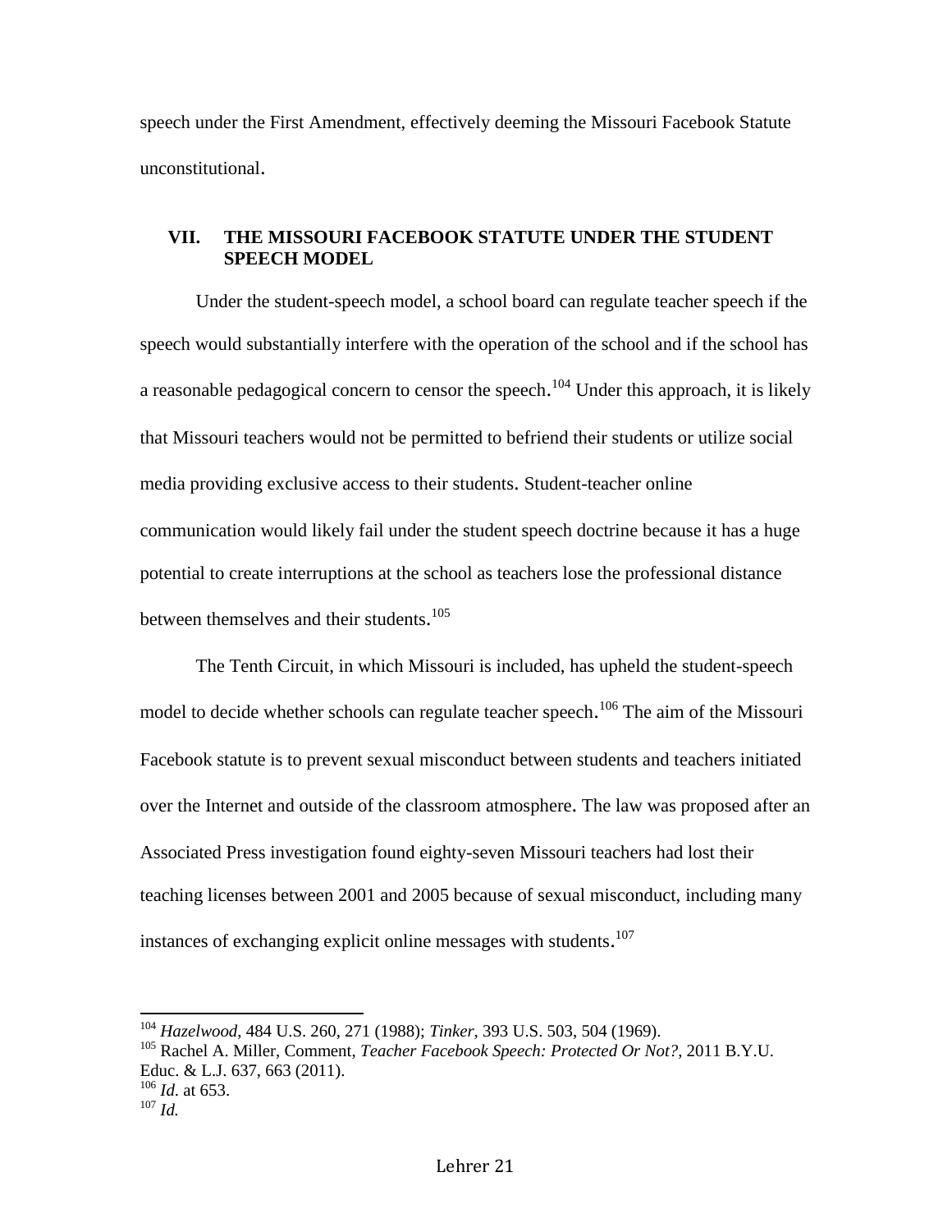speech under the First Amendment, effectively deeming the Missouri Facebook Statute unconstitutional.

## VII. THE MISSOURI FACEBOOK STATUTE UNDER THE STUDENT SPEECH MODEL

Under the student-speech model, a school board can regulate teacher speech if the speech would substantially interfere with the operation of the school and if the school has a reasonable pedagogical concern to censor the speech.[104] Under this approach, it is likely that Missouri teachers would not be permitted to befriend their students or utilize social media providing exclusive access to their students. Student-teacher online communication would likely fail under the student speech doctrine because it has a huge potential to create interruptions at the school as teachers lose the professional distance between themselves and their students.[105]

The Tenth Circuit, in which Missouri is included, has upheld the student-speech model to decide whether schools can regulate teacher speech.[106] The aim of the Missouri Facebook statute is to prevent sexual misconduct between students and teachers initiated over the Internet and outside of the classroom atmosphere. The law was proposed after an Associated Press investigation found eighty-seven Missouri teachers had lost their teaching licenses between 2001 and 2005 because of sexual misconduct, including many instances of exchanging explicit online messages with students.[107]

---

[104] *Hazelwood*, 484 U.S. 260, 271 (1988); *Tinker*, 393 U.S. 503, 504 (1969).
[105] Rachel A. Miller, Comment, *Teacher Facebook Speech: Protected Or Not?*, 2011 B.Y.U. Educ. & L.J. 637, 663 (2011).
[106] *Id.* at 653.
[107] *Id.*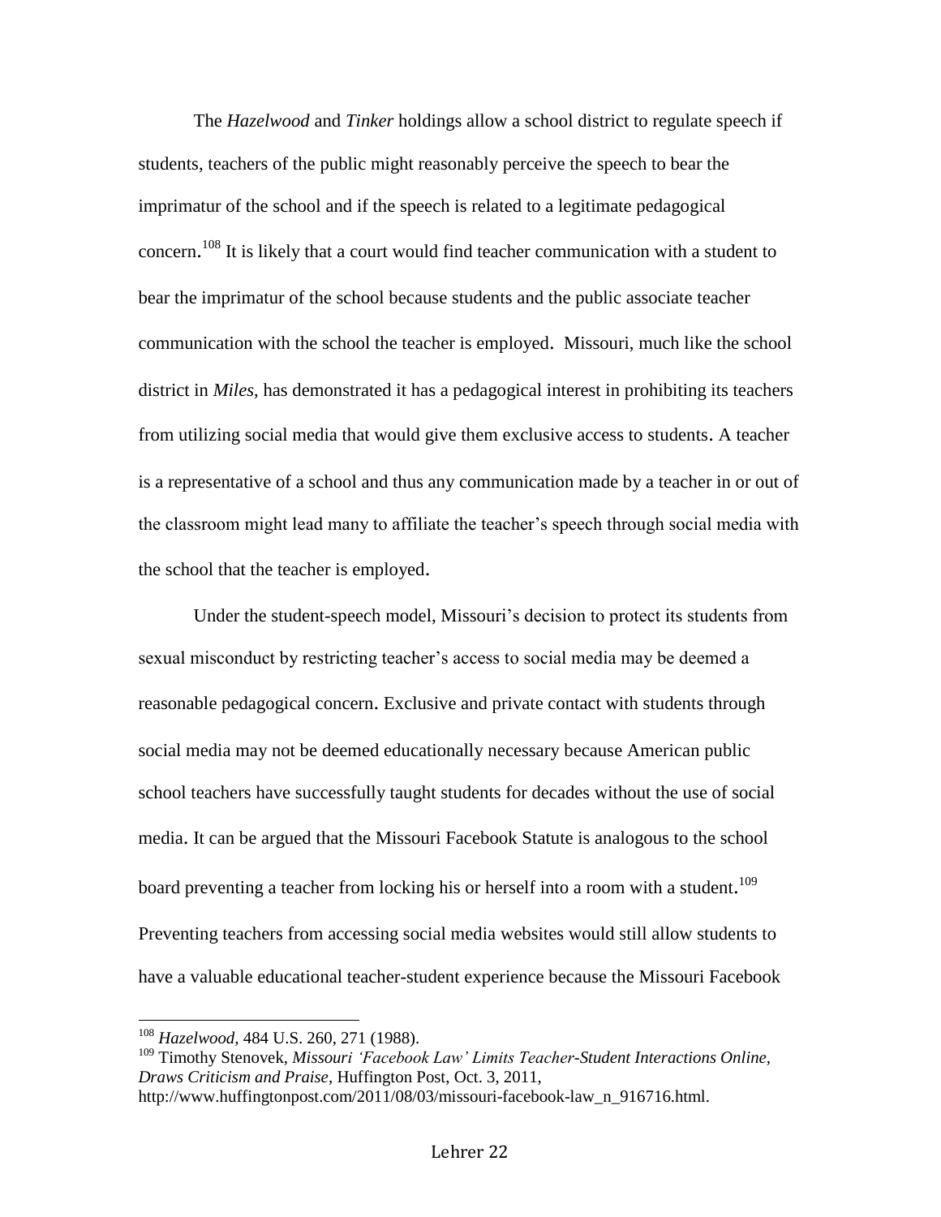The *Hazelwood* and *Tinker* holdings allow a school district to regulate speech if students, teachers of the public might reasonably perceive the speech to bear the imprimatur of the school and if the speech is related to a legitimate pedagogical concern.[108] It is likely that a court would find teacher communication with a student to bear the imprimatur of the school because students and the public associate teacher communication with the school the teacher is employed. Missouri, much like the school district in *Miles*, has demonstrated it has a pedagogical interest in prohibiting its teachers from utilizing social media that would give them exclusive access to students. A teacher is a representative of a school and thus any communication made by a teacher in or out of the classroom might lead many to affiliate the teacher's speech through social media with the school that the teacher is employed.

Under the student-speech model, Missouri's decision to protect its students from sexual misconduct by restricting teacher's access to social media may be deemed a reasonable pedagogical concern. Exclusive and private contact with students through social media may not be deemed educationally necessary because American public school teachers have successfully taught students for decades without the use of social media. It can be argued that the Missouri Facebook Statute is analogous to the school board preventing a teacher from locking his or herself into a room with a student.[109] Preventing teachers from accessing social media websites would still allow students to have a valuable educational teacher-student experience because the Missouri Facebook

---

[108] *Hazelwood*, 484 U.S. 260, 271 (1988).

[109] Timothy Stenovek, *Missouri 'Facebook Law' Limits Teacher-Student Interactions Online, Draws Criticism and Praise*, Huffington Post, Oct. 3, 2011, http://www.huffingtonpost.com/2011/08/03/missouri-facebook-law_n_916716.html.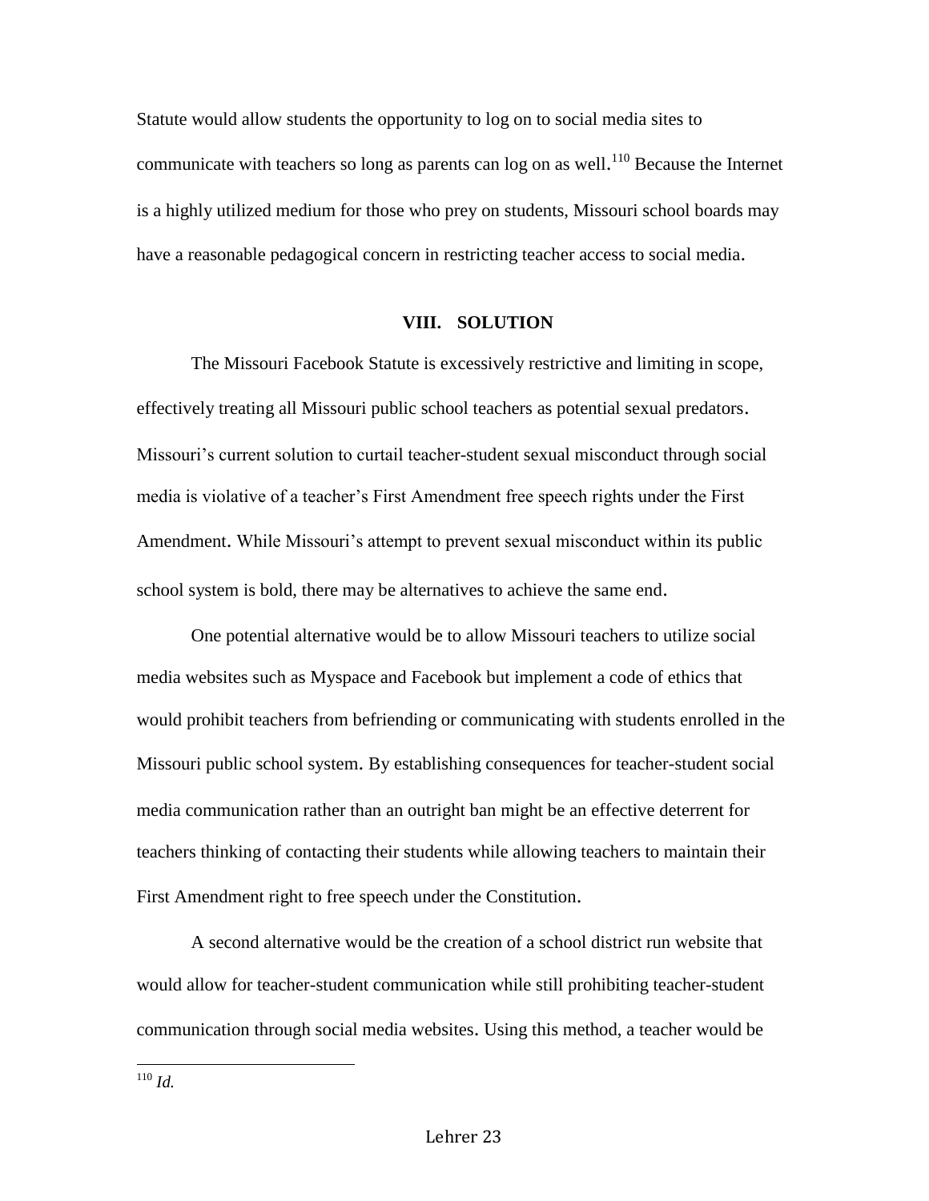Statute would allow students the opportunity to log on to social media sites to communicate with teachers so long as parents can log on as well.[110] Because the Internet is a highly utilized medium for those who prey on students, Missouri school boards may have a reasonable pedagogical concern in restricting teacher access to social media.

## VIII. SOLUTION

The Missouri Facebook Statute is excessively restrictive and limiting in scope, effectively treating all Missouri public school teachers as potential sexual predators. Missouri's current solution to curtail teacher-student sexual misconduct through social media is violative of a teacher's First Amendment free speech rights under the First Amendment. While Missouri's attempt to prevent sexual misconduct within its public school system is bold, there may be alternatives to achieve the same end.

One potential alternative would be to allow Missouri teachers to utilize social media websites such as Myspace and Facebook but implement a code of ethics that would prohibit teachers from befriending or communicating with students enrolled in the Missouri public school system. By establishing consequences for teacher-student social media communication rather than an outright ban might be an effective deterrent for teachers thinking of contacting their students while allowing teachers to maintain their First Amendment right to free speech under the Constitution.

A second alternative would be the creation of a school district run website that would allow for teacher-student communication while still prohibiting teacher-student communication through social media websites. Using this method, a teacher would be

---

[110] *Id.*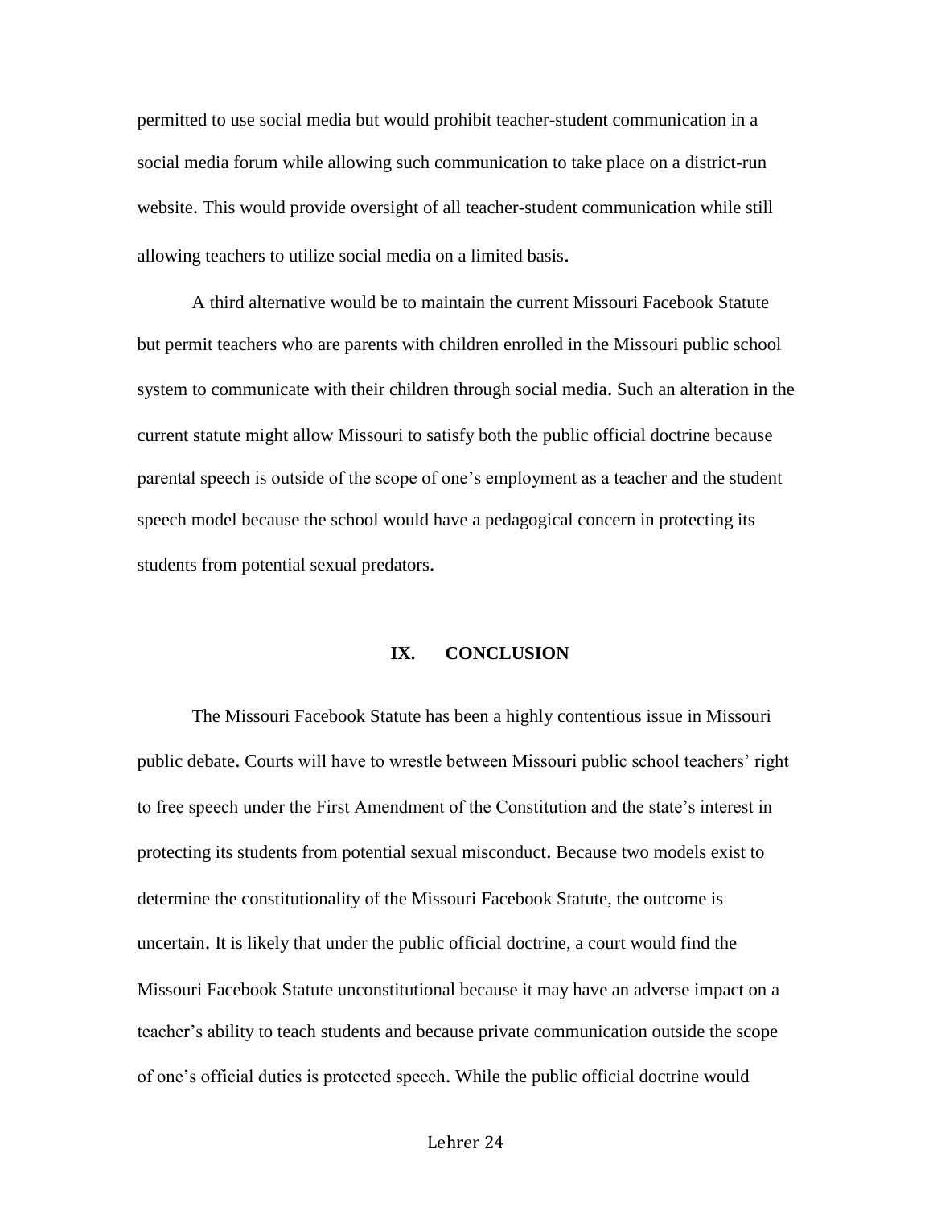permitted to use social media but would prohibit teacher-student communication in a social media forum while allowing such communication to take place on a district-run website. This would provide oversight of all teacher-student communication while still allowing teachers to utilize social media on a limited basis.

A third alternative would be to maintain the current Missouri Facebook Statute but permit teachers who are parents with children enrolled in the Missouri public school system to communicate with their children through social media. Such an alteration in the current statute might allow Missouri to satisfy both the public official doctrine because parental speech is outside of the scope of one's employment as a teacher and the student speech model because the school would have a pedagogical concern in protecting its students from potential sexual predators.

## IX. CONCLUSION

The Missouri Facebook Statute has been a highly contentious issue in Missouri public debate. Courts will have to wrestle between Missouri public school teachers' right to free speech under the First Amendment of the Constitution and the state's interest in protecting its students from potential sexual misconduct. Because two models exist to determine the constitutionality of the Missouri Facebook Statute, the outcome is uncertain. It is likely that under the public official doctrine, a court would find the Missouri Facebook Statute unconstitutional because it may have an adverse impact on a teacher's ability to teach students and because private communication outside the scope of one's official duties is protected speech. While the public official doctrine would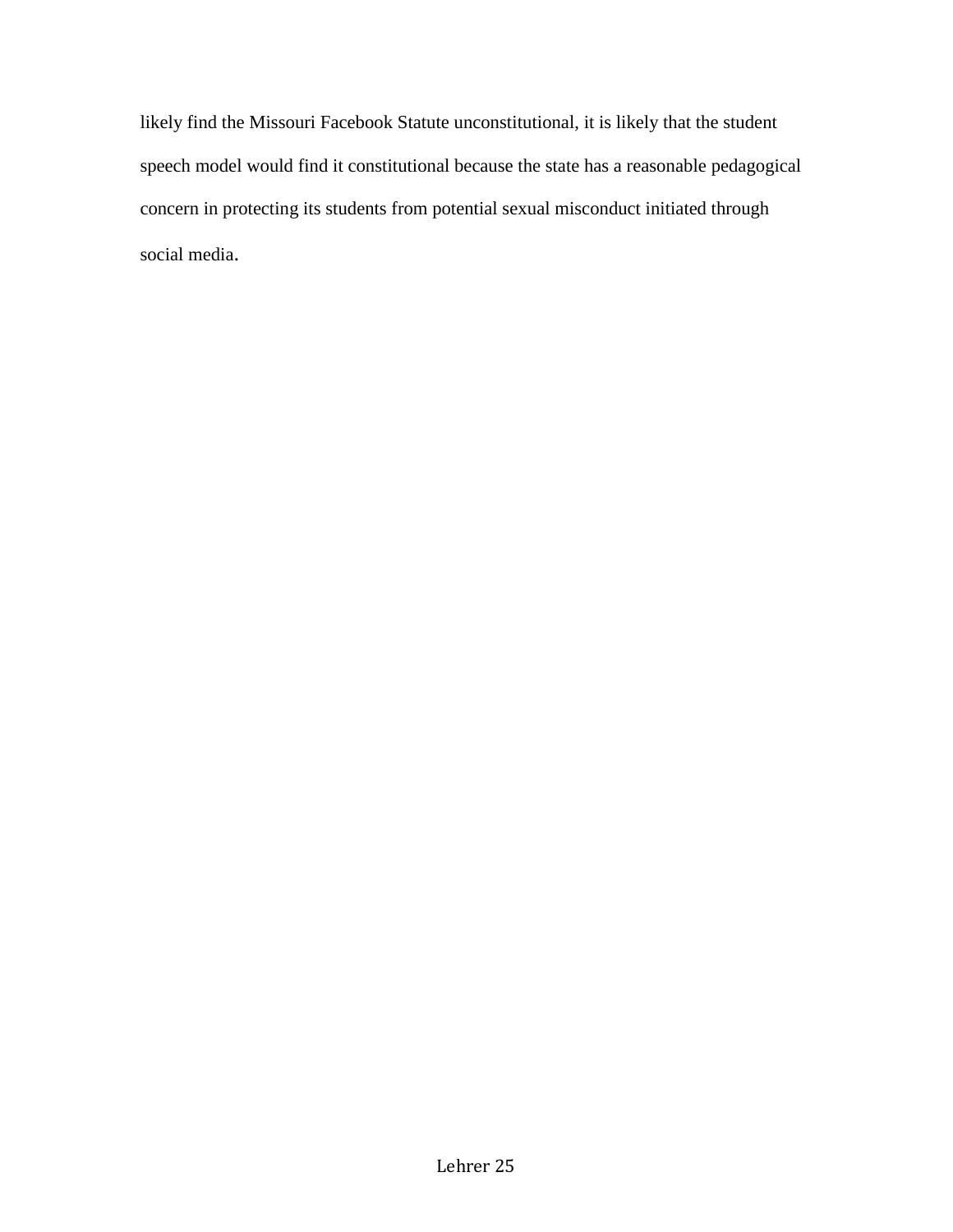likely find the Missouri Facebook Statute unconstitutional, it is likely that the student speech model would find it constitutional because the state has a reasonable pedagogical concern in protecting its students from potential sexual misconduct initiated through social media.